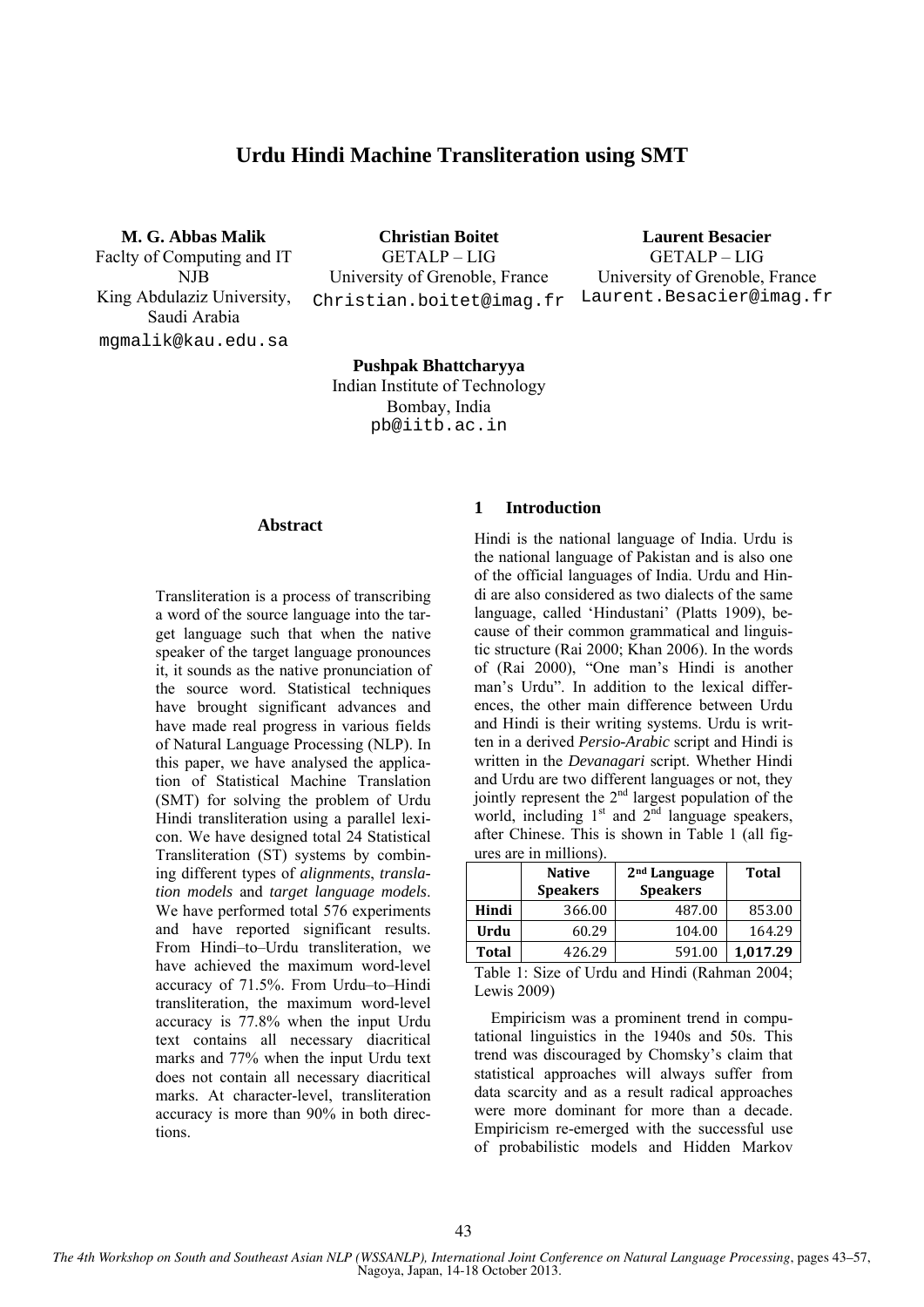# Urdu Hindi Machine Transliteration using SMT

**M. G. Abbas Malik**
Faclty of Computing and IT
NJB
King Abdulaziz University, Saudi Arabia
mgmalik@kau.edu.sa

**Christian Boitet**
GETALP – LIG
University of Grenoble, France
Christian.boitet@imag.fr

**Laurent Besacier**
GETALP – LIG
University of Grenoble, France
Laurent.Besacier@imag.fr

**Pushpak Bhattcharyya**
Indian Institute of Technology
Bombay, India
pb@iitb.ac.in

## Abstract

Transliteration is a process of transcribing a word of the source language into the target language such that when the native speaker of the target language pronounces it, it sounds as the native pronunciation of the source word. Statistical techniques have brought significant advances and have made real progress in various fields of Natural Language Processing (NLP). In this paper, we have analysed the application of Statistical Machine Translation (SMT) for solving the problem of Urdu Hindi transliteration using a parallel lexicon. We have designed total 24 Statistical Transliteration (ST) systems by combining different types of *alignments*, *translation models* and *target language models*. We have performed total 576 experiments and have reported significant results. From Hindi–to–Urdu transliteration, we have achieved the maximum word-level accuracy of 71.5%. From Urdu–to–Hindi transliteration, the maximum word-level accuracy is 77.8% when the input Urdu text contains all necessary diacritical marks and 77% when the input Urdu text does not contain all necessary diacritical marks. At character-level, transliteration accuracy is more than 90% in both directions.

## 1 Introduction

Hindi is the national language of India. Urdu is the national language of Pakistan and is also one of the official languages of India. Urdu and Hindi are also considered as two dialects of the same language, called 'Hindustani' (Platts 1909), because of their common grammatical and linguistic structure (Rai 2000; Khan 2006). In the words of (Rai 2000), "One man's Hindi is another man's Urdu". In addition to the lexical differences, the other main difference between Urdu and Hindi is their writing systems. Urdu is written in a derived *Persio-Arabic* script and Hindi is written in the *Devanagari* script. Whether Hindi and Urdu are two different languages or not, they jointly represent the 2[nd] largest population of the world, including 1[st] and 2[nd] language speakers, after Chinese. This is shown in Table 1 (all figures are in millions).

| | **Native Speakers** | **2nd Language Speakers** | **Total** |
|---|---|---|---|
| **Hindi** | 366.00 | 487.00 | 853.00 |
| **Urdu** | 60.29 | 104.00 | 164.29 |
| **Total** | 426.29 | 591.00 | **1,017.29** |

Table 1: Size of Urdu and Hindi (Rahman 2004; Lewis 2009)

Empiricism was a prominent trend in computational linguistics in the 1940s and 50s. This trend was discouraged by Chomsky's claim that statistical approaches will always suffer from data scarcity and as a result radical approaches were more dominant for more than a decade. Empiricism re-emerged with the successful use of probabilistic models and Hidden Markov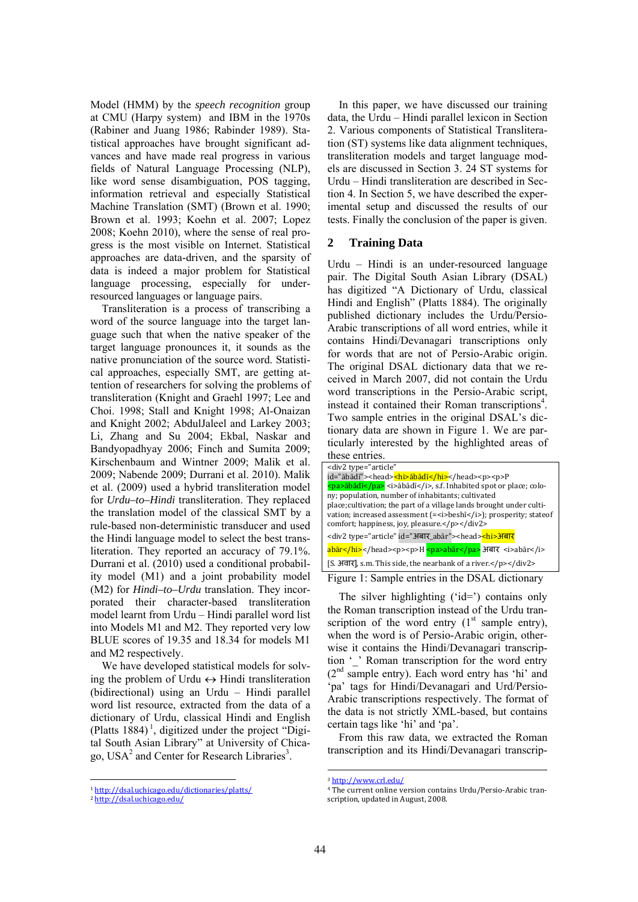Model (HMM) by the *speech recognition* group at CMU (Harpy system) and IBM in the 1970s (Rabiner and Juang 1986; Rabinder 1989). Statistical approaches have brought significant advances and have made real progress in various fields of Natural Language Processing (NLP), like word sense disambiguation, POS tagging, information retrieval and especially Statistical Machine Translation (SMT) (Brown et al. 1990; Brown et al. 1993; Koehn et al. 2007; Lopez 2008; Koehn 2010), where the sense of real progress is the most visible on Internet. Statistical approaches are data-driven, and the sparsity of data is indeed a major problem for Statistical language processing, especially for under-resourced languages or language pairs.

Transliteration is a process of transcribing a word of the source language into the target language such that when the native speaker of the target language pronounces it, it sounds as the native pronunciation of the source word. Statistical approaches, especially SMT, are getting attention of researchers for solving the problems of transliteration (Knight and Graehl 1997; Lee and Choi. 1998; Stall and Knight 1998; Al-Onaizan and Knight 2002; AbdulJaleel and Larkey 2003; Li, Zhang and Su 2004; Ekbal, Naskar and Bandyopadhyay 2006; Finch and Sumita 2009; Kirschenbaum and Wintner 2009; Malik et al. 2009; Nabende 2009; Durrani et al. 2010). Malik et al. (2009) used a hybrid transliteration model for *Urdu–to–Hindi* transliteration. They replaced the translation model of the classical SMT by a rule-based non-deterministic transducer and used the Hindi language model to select the best transliteration. They reported an accuracy of 79.1%. Durrani et al. (2010) used a conditional probability model (M1) and a joint probability model (M2) for *Hindi–to–Urdu* translation. They incorporated their character-based transliteration model learnt from Urdu – Hindi parallel word list into Models M1 and M2. They reported very low BLUE scores of 19.35 and 18.34 for models M1 and M2 respectively.

We have developed statistical models for solving the problem of Urdu ↔ Hindi transliteration (bidirectional) using an Urdu – Hindi parallel word list resource, extracted from the data of a dictionary of Urdu, classical Hindi and English (Platts 1884)[1], digitized under the project "Digital South Asian Library" at University of Chicago, USA[2] and Center for Research Libraries[3].

In this paper, we have discussed our training data, the Urdu – Hindi parallel lexicon in Section 2. Various components of Statistical Transliteration (ST) systems like data alignment techniques, transliteration models and target language models are discussed in Section 3. 24 ST systems for Urdu – Hindi transliteration are described in Section 4. In Section 5, we have described the experimental setup and discussed the results of our tests. Finally the conclusion of the paper is given.

## 2 Training Data

Urdu – Hindi is an under-resourced language pair. The Digital South Asian Library (DSAL) has digitized "A Dictionary of Urdu, classical Hindi and English" (Platts 1884). The originally published dictionary includes the Urdu/Persio-Arabic transcriptions of all word entries, while it contains Hindi/Devanagari transcriptions only for words that are not of Persio-Arabic origin. The original DSAL dictionary data that we received in March 2007, did not contain the Urdu word transcriptions in the Persio-Arabic script, instead it contained their Roman transcriptions[4]. Two sample entries in the original DSAL's dictionary data are shown in Figure 1. We are particularly interested by the highlighted areas of these entries.

```
<div2 type="article"
id="ābādī"><head><hi>ābādī</hi></head><p><p>P
<pa>ābādī</pa> <i>ābādī</i>, s.f. Inhabited spot or place; colony; population, number of inhabitants; cultivated place;cultivation; the part of a village lands brought under cultivation; increased assessment (=<i>beshī</i>); prosperity; stateof comfort; happiness, joy, pleasure.</p></div2>
<div2 type="article" id="अबार_abār"><head><hi>अबार abār</hi></head><p><p>H <pa>abār</pa> अबार <i>abār</i>
[S. अवार], s.m. This side, the nearbank of a river.</p></div2>
```

Figure 1: Sample entries in the DSAL dictionary

The silver highlighting ('id=') contains only the Roman transcription instead of the Urdu transcription of the word entry (1st sample entry), when the word is of Persio-Arabic origin, otherwise it contains the Hindi/Devanagari transcription '_' Roman transcription for the word entry (2nd sample entry). Each word entry has 'hi' and 'pa' tags for Hindi/Devanagari and Urd/Persio-Arabic transcriptions respectively. The format of the data is not strictly XML-based, but contains certain tags like 'hi' and 'pa'.

From this raw data, we extracted the Roman transcription and its Hindi/Devanagari transcrip-

---

[1] http://dsal.uchicago.edu/dictionaries/platts/

[2] http://dsal.uchicago.edu/

[3] http://www.crl.edu/

[4] The current online version contains Urdu/Persio-Arabic transcription, updated in August, 2008.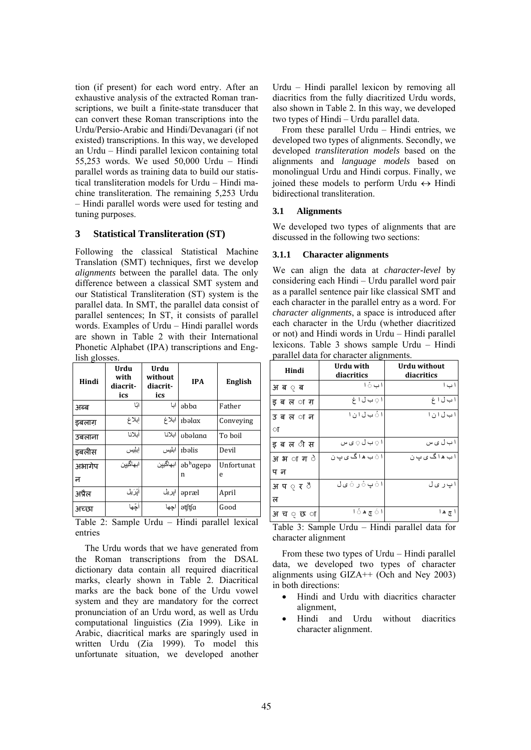tion (if present) for each word entry. After an exhaustive analysis of the extracted Roman transcriptions, we built a finite-state transducer that can convert these Roman transcriptions into the Urdu/Persio-Arabic and Hindi/Devanagari (if not existed) transcriptions. In this way, we developed an Urdu – Hindi parallel lexicon containing total 55,253 words. We used 50,000 Urdu – Hindi parallel words as training data to build our statistical transliteration models for Urdu – Hindi machine transliteration. The remaining 5,253 Urdu – Hindi parallel words were used for testing and tuning purposes.

## 3 Statistical Transliteration (ST)

Following the classical Statistical Machine Translation (SMT) techniques, first we develop *alignments* between the parallel data. The only difference between a classical SMT system and our Statistical Transliteration (ST) system is the parallel data. In SMT, the parallel data consist of parallel sentences; In ST, it consists of parallel words. Examples of Urdu – Hindi parallel words are shown in Table 2 with their International Phonetic Alphabet (IPA) transcriptions and English glosses.

| Hindi | Urdu with diacritics | Urdu without diacritics | IPA | English |
|---|---|---|---|---|
| अब्ब | ابّا | ابا | əbbɑ | Father |
| इबलाग़ | اِبلاغ | ابلاغ | ɪbəlɑx | Conveying |
| उबलाना | اُبلانا | ابلانا | ʊbəlɑnɑ | To boil |
| इबलीस | اِبلیس | ابلیس | ɪbəlis | Devil |
| अभागेपन | ابھاگیپن | ابھاگیپن | əbʰɑgepən | Unfortunate |
| अप्रैल | اَپْرَیل | اپریل | əpræl | April |
| अच्छा | اَچّھا | اچھا | ətʃʧɑ | Good |

Table 2: Sample Urdu – Hindi parallel lexical entries

The Urdu words that we have generated from the Roman transcriptions from the DSAL dictionary data contain all required diacritical marks, clearly shown in Table 2. Diacritical marks are the back bone of the Urdu vowel system and they are mandatory for the correct pronunciation of an Urdu word, as well as Urdu computational linguistics (Zia 1999). Like in Arabic, diacritical marks are sparingly used in written Urdu (Zia 1999). To model this unfortunate situation, we developed another Urdu – Hindi parallel lexicon by removing all diacritics from the fully diacritized Urdu words, also shown in Table 2. In this way, we developed two types of Hindi – Urdu parallel data.

From these parallel Urdu – Hindi entries, we developed two types of alignments. Secondly, we developed *transliteration models* based on the alignments and *language models* based on monolingual Urdu and Hindi corpus. Finally, we joined these models to perform Urdu ↔ Hindi bidirectional transliteration.

### 3.1 Alignments

We developed two types of alignments that are discussed in the following two sections:

#### 3.1.1 Character alignments

We can align the data at *character-level* by considering each Hindi – Urdu parallel word pair as a parallel sentence pair like classical SMT and each character in the parallel entry as a word. For *character alignments*, a space is introduced after each character in the Urdu (whether diacritized or not) and Hindi words in Urdu – Hindi parallel lexicons. Table 3 shows sample Urdu – Hindi parallel data for character alignments.

| Hindi | Urdu with diacritics | Urdu without diacritics |
|---|---|---|
| अ ब ् ब | ا ب ّ ا | ا ب ا |
| इ ब ल ा ग | ا ِ ب ل ا غ | ا ب ل ا غ |
| उ ब ल ा न ा | ا ُ ب ل ا ن ا | ا ب ل ا ن ا |
| इ ब ल ी स | ا ِ ب ل ِ ی س | ا ب ل ی س |
| अ भ ा ग े प न | ا َ ب ھ ا گ ی پ ن | ا ب ھ ا گ ی پ ن |
| अ प ् र ै ल | ا َ پ ْ ر َ ی ل | ا پ ر ی ل |
| अ च ् छ ा | ا َ چ ّ ھ ا | ا چ ھ ا |

Table 3: Sample Urdu – Hindi parallel data for character alignment

From these two types of Urdu – Hindi parallel data, we developed two types of character alignments using GIZA++ (Och and Ney 2003) in both directions:

- Hindi and Urdu with diacritics character alignment,
- Hindi and Urdu without diacritics character alignment.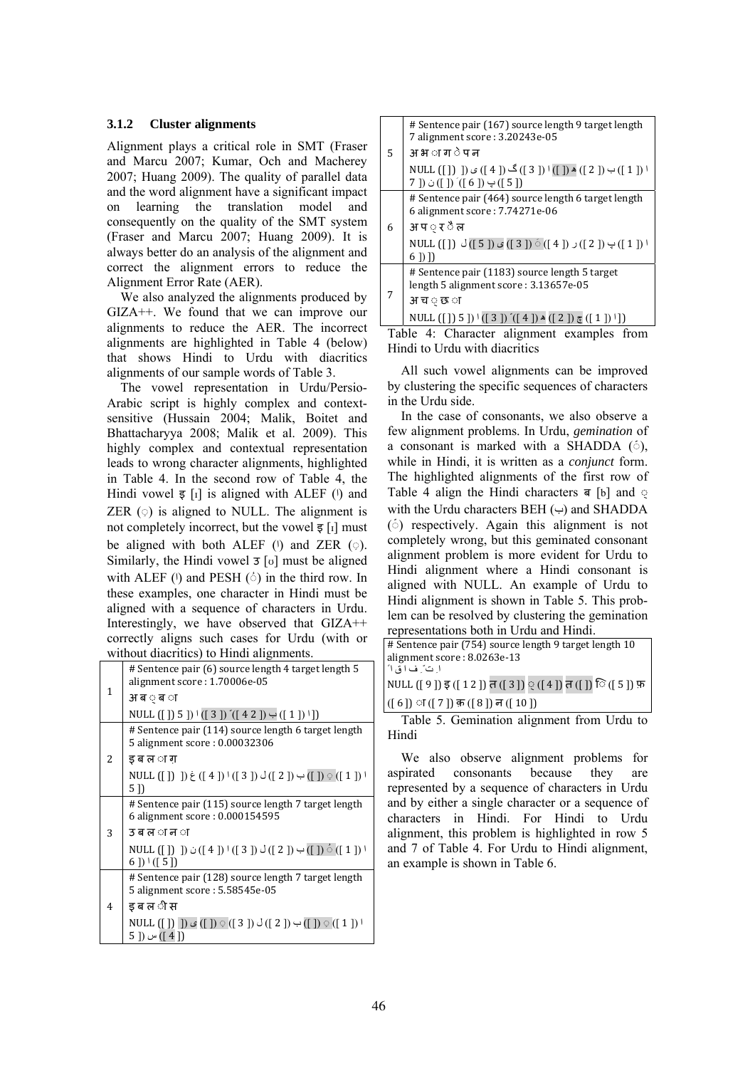### 3.1.2 Cluster alignments

Alignment plays a critical role in SMT (Fraser and Marcu 2007; Kumar, Och and Macherey 2007; Huang 2009). The quality of parallel data and the word alignment have a significant impact on learning the translation model and consequently on the quality of the SMT system (Fraser and Marcu 2007; Huang 2009). It is always better do an analysis of the alignment and correct the alignment errors to reduce the Alignment Error Rate (AER).

We also analyzed the alignments produced by GIZA++. We found that we can improve our alignments to reduce the AER. The incorrect alignments are highlighted in Table 4 (below) that shows Hindi to Urdu with diacritics alignments of our sample words of Table 3.

The vowel representation in Urdu/Persio-Arabic script is highly complex and context-sensitive (Hussain 2004; Malik, Boitet and Bhattacharyya 2008; Malik et al. 2009). This highly complex and contextual representation leads to wrong character alignments, highlighted in Table 4. In the second row of Table 4, the Hindi vowel इ [ɪ] is aligned with ALEF (ا) and ZER (ِ) is aligned to NULL. The alignment is not completely incorrect, but the vowel इ [ɪ] must be aligned with both ALEF (ا) and ZER (ِ). Similarly, the Hindi vowel उ [ʊ] must be aligned with ALEF (ا) and PESH (ُ) in the third row. In these examples, one character in Hindi must be aligned with a sequence of characters in Urdu. Interestingly, we have observed that GIZA++ correctly aligns such cases for Urdu (with or without diacritics) to Hindi alignments.

| | |
|---|---|
| 1 | # Sentence pair (6) source length 4 target length 5 alignment score : 1.70006e-05<br>अ ब ् ब ा<br>NULL ([ ]) 5 ]) ا ([ 3 ]) ّ ([ 4 2 ]) ب ([ 1 ]) ا]) |
| 2 | # Sentence pair (114) source length 6 target length 5 alignment score : 0.00032306<br>इ ब ल ा ग़<br>NULL ([ ]) ]) غ ([ 4 ]) ا ([ 3 ]) ل ([ 2 ]) ب ([ ]) ِ ([ 1 ]) ا 5 ]) |
| 3 | # Sentence pair (115) source length 7 target length 6 alignment score : 0.000154595<br>उ ब ल ा न ा<br>NULL ([ ]) ]) ن ([ 4 ]) ا ([ 3 ]) ل ([ 2 ]) ب ([ ]) ُ ([ 1 ]) ا 6 ]) ا ([ 5 ]) |
| 4 | # Sentence pair (128) source length 7 target length 5 alignment score : 5.58545e-05<br>इ ब ल ी स<br>NULL ([ ]) ]) ی ([ ]) ِ ([ 3 ]) ل ([ 2 ]) ب ([ ]) ِ ([ 1 ]) ا 5 ]) س ([ 4 ]) |
| 5 | # Sentence pair (167) source length 9 target length 7 alignment score : 3.20243e-05<br>अ भ ा ग ै प न<br>NULL ([ ]) ]) ی ([ 4 ]) گ ([ 3 ]) ا ([ ]) ھ ([ 2 ]) ب ([ 1 ]) ا 7 ]) ن ([ ]) ّ ([ 6 ]) پ ([ 5 ]) |
| 6 | # Sentence pair (464) source length 6 target length 6 alignment score : 7.74271e-06<br>अ प ् र ै ल<br>NULL ([ ]) ل ([ 5 ]) ی ([ 3 ]) ُ ([ 4 ]) ر ([ 2 ]) پ ([ 1 ]) ا 6 ]) ]) |
| 7 | # Sentence pair (1183) source length 5 target length 5 alignment score : 3.13657e-05<br>अ च ् छ ा<br>NULL ([ ]) 5 ]) ا ([ 3 ]) ّ ([ 4 ]) ھ ([ 2 ]) چ ([ 1 ]) ا]) |

Table 4: Character alignment examples from Hindi to Urdu with diacritics

All such vowel alignments can be improved by clustering the specific sequences of characters in the Urdu side.

In the case of consonants, we also observe a few alignment problems. In Urdu, *gemination* of a consonant is marked with a SHADDA (ّ), while in Hindi, it is written as a *conjunct* form. The highlighted alignments of the first row of Table 4 align the Hindi characters ब [b] and ् with the Urdu characters BEH (ب) and SHADDA (ّ) respectively. Again this alignment is not completely wrong, but this geminated consonant alignment problem is more evident for Urdu to Hindi alignment where a Hindi consonant is aligned with NULL. An example of Urdu to Hindi alignment is shown in Table 5. This problem can be resolved by clustering the gemination representations both in Urdu and Hindi.

| |
|---|
| # Sentence pair (754) source length 9 target length 10 alignment score : 8.0263e-13<br>ا ت ّ ف ا ق ا<br>NULL ([ 9 ]) इ ([ 1 2 ]) त ([ 3 ]) ् ([ 4 ]) त ([ ]) ि ([ 5 ]) फ ([ 6 ]) ा ([ 7 ]) क ([ 8 ]) न ([ 10 ]) |

Table 5. Gemination alignment from Urdu to Hindi

We also observe alignment problems for aspirated consonants because they are represented by a sequence of characters in Urdu and by either a single character or a sequence of characters in Hindi. For Hindi to Urdu alignment, this problem is highlighted in row 5 and 7 of Table 4. For Urdu to Hindi alignment, an example is shown in Table 6.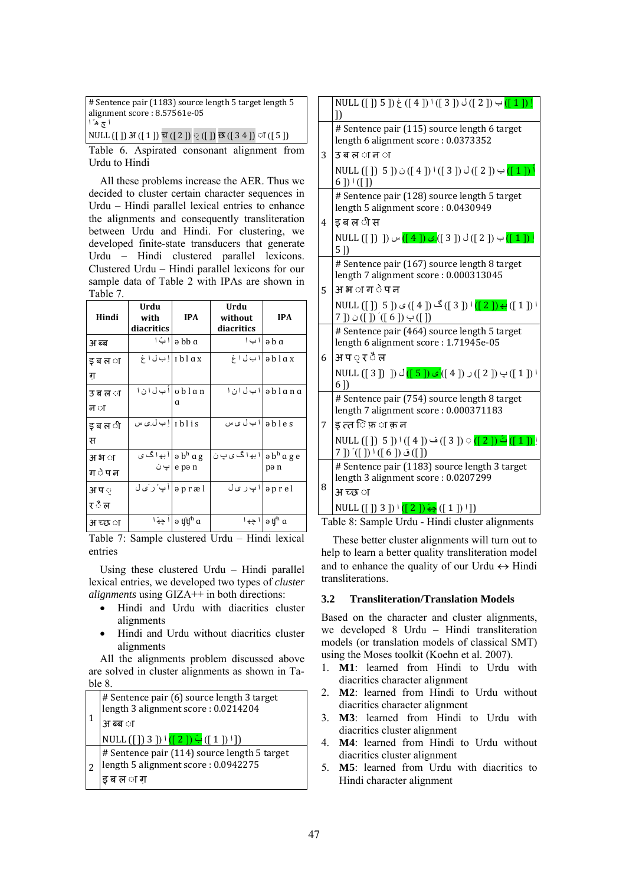| # Sentence pair (1183) source length 5 target length 5 alignment score : 8.57561e-05 |
|---|
| ا ھ َ چ ا |
| NULL ([ ]) अ ([ 1 ]) च ([ 2 ]) ् ([ ]) छ ([ 3 4 ]) ा ([ 5 ]) |

Table 6. Aspirated consonant alignment from Urdu to Hindi

All these problems increase the AER. Thus we decided to cluster certain character sequences in Urdu – Hindi parallel lexical entries to enhance the alignments and consequently transliteration between Urdu and Hindi. For clustering, we developed finite-state transducers that generate Urdu – Hindi clustered parallel lexicons. Clustered Urdu – Hindi parallel lexicons for our sample data of Table 2 with IPAs are shown in Table 7.

| Hindi | Urdu with diacritics | IPA | Urdu without diacritics | IPA |
|---|---|---|---|---|
| अ ब्ब | ا بّ ا | ə bb ɑ | ا ب ا | ə b ɑ |
| इ ब ल ा ग | إ ب ل ا غ | ɪ b l ɑ x | ا ب ل ا غ | ə b l ɑ x |
| उ ब ल ा न ा | اُ ب ل ا ن ا | ʊ b l ɑ n ɑ | ا ب ل ا ن ا | ə b l ɑ n ɑ |
| इ ब ल ी स | إ ب ل ی س | ɪ b l i s | ا ب ل ی س | ə b l e s |
| अ भ ा ग े प न | ا بھ ا گ ی پ ن | ə bʰ ɑ g e pə n | ا بھ ا گ ی پ ن | ə bʰ ɑ g e pə n |
| अ प ् र ै ल | اَ پ ْ ر َی ل | ə p r æ l | ا پ ر ی ل | ə p r e l |
| अ च्छ ा | ا چھّ ا | ə ʧʧʰ ɑ | ا چھ ا | ə ʧʰ ɑ |

Table 7: Sample clustered Urdu – Hindi lexical entries

Using these clustered Urdu – Hindi parallel lexical entries, we developed two types of *cluster alignments* using GIZA++ in both directions:

- Hindi and Urdu with diacritics cluster alignments
- Hindi and Urdu without diacritics cluster alignments

All the alignments problem discussed above are solved in cluster alignments as shown in Table 8.

| | |
|---|---|
| 1 | # Sentence pair (6) source length 3 target length 3 alignment score : 0.0214204<br>अ ब्ब ा<br>NULL ([ ]) 3 ]) ا ([ 2 ]) بّ ([ 1 ]) ا ]) |
| 2 | # Sentence pair (114) source length 5 target length 5 alignment score : 0.0942275<br>इ ब ल ा ग<br>NULL ([ ]) 5 ]) غ ([ 4 ]) ا ([ 3 ]) ل ([ 2 ]) ب ([ 1 ]) إ ]) |
| 3 | # Sentence pair (115) source length 6 target length 6 alignment score : 0.0373352<br>उ ब ल ा न ा<br>NULL ([ ]) 5 ]) ن ([ 4 ]) ا ([ 3 ]) ل ([ 2 ]) ب ([ 1 ]) اُ 6 ]) ا ([ ]) |
| 4 | # Sentence pair (128) source length 5 target length 5 alignment score : 0.0430949<br>इ ब ल ी स<br>NULL ([ ]) ]) س ([ 4 ]) ی ([ 3 ]) ل ([ 2 ]) ب ([ 1 ]) إ 5 ]) |
| 5 | # Sentence pair (167) source length 8 target length 7 alignment score : 0.000313045<br>अ भ ा ग े प न<br>NULL ([ ]) 5 ]) ی ([ 4 ]) گ ([ 3 ]) ا ([ 2 ]) بھ ([ 1 ]) ا 7 ]) ن ([ ]) ْ ([ 6 ]) پ ([ ]) |
| 6 | # Sentence pair (464) source length 5 target length 6 alignment score : 1.71945e-05<br>अ प ् र ै ल<br>NULL ([ 3 ]) ]) ل ([ 5 ]) ی ([ 4 ]) ر ([ 2 ]) پ ([ 1 ]) ا 6 ]) |
| 7 | # Sentence pair (754) source length 8 target length 7 alignment score : 0.000371183<br>इ त्त ि फ़ ा क न<br>NULL ([ ]) 5 ]) ا ([ 4 ]) ف ([ 3 ]) ِ ([ 2 ]) تّ ([ 1 ]) إ 7 ]) ْ ([ ]) ا ([ 6 ]) ق ([ ]) |
| 8 | # Sentence pair (1183) source length 3 target length 3 alignment score : 0.0207299<br>अ च्छ ा<br>NULL ([ ]) 3 ]) ا ([ 2 ]) چھّ ([ 1 ]) ا ]) |

Table 8: Sample Urdu - Hindi cluster alignments

These better cluster alignments will turn out to help to learn a better quality transliteration model and to enhance the quality of our Urdu ↔ Hindi transliterations.

### 3.2 Transliteration/Translation Models

Based on the character and cluster alignments, we developed 8 Urdu – Hindi transliteration models (or translation models of classical SMT) using the Moses toolkit (Koehn et al. 2007).

1. **M1**: learned from Hindi to Urdu with diacritics character alignment
2. **M2**: learned from Hindi to Urdu without diacritics character alignment
3. **M3**: learned from Hindi to Urdu with diacritics cluster alignment
4. **M4**: learned from Hindi to Urdu without diacritics cluster alignment
5. **M5**: learned from Urdu with diacritics to Hindi character alignment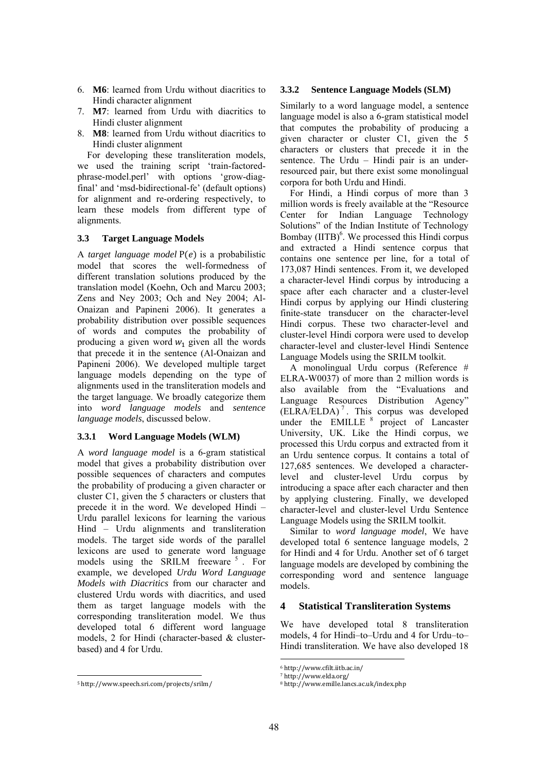6. **M6**: learned from Urdu without diacritics to Hindi character alignment
7. **M7**: learned from Urdu with diacritics to Hindi cluster alignment
8. **M8**: learned from Urdu without diacritics to Hindi cluster alignment

For developing these transliteration models, we used the training script 'train-factored-phrase-model.perl' with options 'grow-diag-final' and 'msd-bidirectional-fe' (default options) for alignment and re-ordering respectively, to learn these models from different type of alignments.

### 3.3 Target Language Models

A *target language model* $\mathrm{P}(e)$ is a probabilistic model that scores the well-formedness of different translation solutions produced by the translation model (Koehn, Och and Marcu 2003; Zens and Ney 2003; Och and Ney 2004; Al-Onaizan and Papineni 2006). It generates a probability distribution over possible sequences of words and computes the probability of producing a given word $w_1$ given all the words that precede it in the sentence (Al-Onaizan and Papineni 2006). We developed multiple target language models depending on the type of alignments used in the transliteration models and the target language. We broadly categorize them into *word language models* and *sentence language models*, discussed below.

#### 3.3.1 Word Language Models (WLM)

A *word language model* is a 6-gram statistical model that gives a probability distribution over possible sequences of characters and computes the probability of producing a given character or cluster C1, given the 5 characters or clusters that precede it in the word. We developed Hindi – Urdu parallel lexicons for learning the various Hind – Urdu alignments and transliteration models. The target side words of the parallel lexicons are used to generate word language models using the SRILM freeware [5]. For example, we developed *Urdu Word Language Models with Diacritics* from our character and clustered Urdu words with diacritics, and used them as target language models with the corresponding transliteration model. We thus developed total 6 different word language models, 2 for Hindi (character-based & cluster-based) and 4 for Urdu.

#### 3.3.2 Sentence Language Models (SLM)

Similarly to a word language model, a sentence language model is also a 6-gram statistical model that computes the probability of producing a given character or cluster C1, given the 5 characters or clusters that precede it in the sentence. The Urdu – Hindi pair is an under-resourced pair, but there exist some monolingual corpora for both Urdu and Hindi.

For Hindi, a Hindi corpus of more than 3 million words is freely available at the "Resource Center for Indian Language Technology Solutions" of the Indian Institute of Technology Bombay (IITB)[6]. We processed this Hindi corpus and extracted a Hindi sentence corpus that contains one sentence per line, for a total of 173,087 Hindi sentences. From it, we developed a character-level Hindi corpus by introducing a space after each character and a cluster-level Hindi corpus by applying our Hindi clustering finite-state transducer on the character-level Hindi corpus. These two character-level and cluster-level Hindi corpora were used to develop character-level and cluster-level Hindi Sentence Language Models using the SRILM toolkit.

A monolingual Urdu corpus (Reference # ELRA-W0037) of more than 2 million words is also available from the "Evaluations and Language Resources Distribution Agency" (ELRA/ELDA)[7]. This corpus was developed under the EMILLE [8] project of Lancaster University, UK. Like the Hindi corpus, we processed this Urdu corpus and extracted from it an Urdu sentence corpus. It contains a total of 127,685 sentences. We developed a character-level and cluster-level Urdu corpus by introducing a space after each character and then by applying clustering. Finally, we developed character-level and cluster-level Urdu Sentence Language Models using the SRILM toolkit.

Similar to *word language model*, We have developed total 6 sentence language models, 2 for Hindi and 4 for Urdu. Another set of 6 target language models are developed by combining the corresponding word and sentence language models.

## 4 Statistical Transliteration Systems

We have developed total 8 transliteration models, 4 for Hindi–to–Urdu and 4 for Urdu–to–Hindi transliteration. We have also developed 18

[5] http://www.speech.sri.com/projects/srilm/

[6] http://www.cfilt.iitb.ac.in/

[7] http://www.elda.org/

[8] http://www.emille.lancs.ac.uk/index.php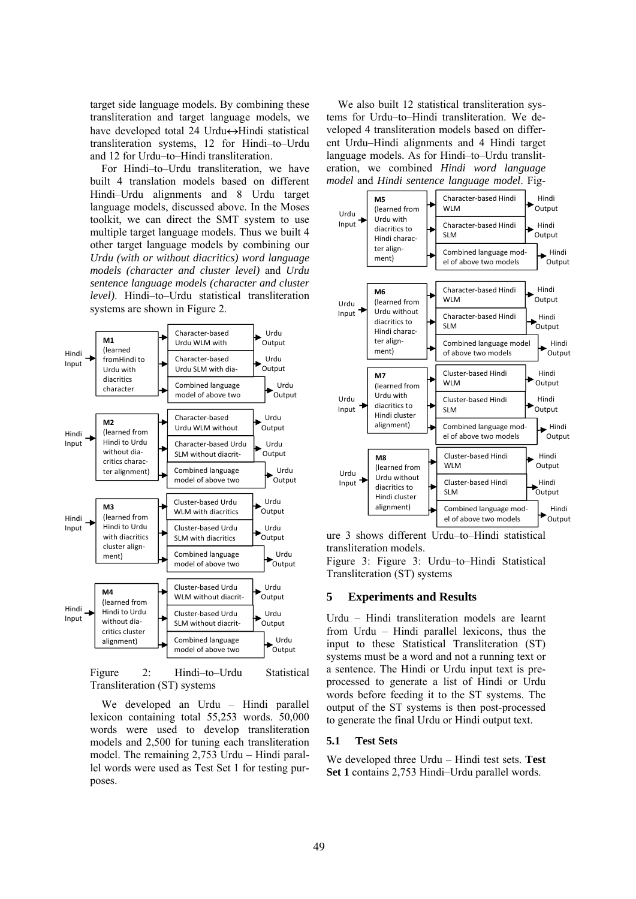target side language models. By combining these transliteration and target language models, we have developed total 24 Urdu↔Hindi statistical transliteration systems, 12 for Hindi–to–Urdu and 12 for Urdu–to–Hindi transliteration.

For Hindi–to–Urdu transliteration, we have built 4 translation models based on different Hindi–Urdu alignments and 8 Urdu target language models, discussed above. In the Moses toolkit, we can direct the SMT system to use multiple target language models. Thus we built 4 other target language models by combining our *Urdu (with or without diacritics) word language models (character and cluster level)* and *Urdu sentence language models (character and cluster level)*. Hindi–to–Urdu statistical transliteration systems are shown in Figure 2.

Figure 2: Hindi–to–Urdu Statistical Transliteration (ST) systems

We developed an Urdu – Hindi parallel lexicon containing total 55,253 words. 50,000 words were used to develop transliteration models and 2,500 for tuning each transliteration model. The remaining 2,753 Urdu – Hindi parallel words were used as Test Set 1 for testing purposes.

We also built 12 statistical transliteration systems for Urdu–to–Hindi transliteration. We developed 4 transliteration models based on different Urdu–Hindi alignments and 4 Hindi target language models. As for Hindi–to–Urdu transliteration, we combined *Hindi word language model* and *Hindi sentence language model*. Figure 3 shows different Urdu–to–Hindi statistical transliteration models.

Figure 3: Figure 3: Urdu–to–Hindi Statistical Transliteration (ST) systems

## 5 Experiments and Results

Urdu – Hindi transliteration models are learnt from Urdu – Hindi parallel lexicons, thus the input to these Statistical Transliteration (ST) systems must be a word and not a running text or a sentence. The Hindi or Urdu input text is preprocessed to generate a list of Hindi or Urdu words before feeding it to the ST systems. The output of the ST systems is then post-processed to generate the final Urdu or Hindi output text.

### 5.1 Test Sets

We developed three Urdu – Hindi test sets. **Test Set 1** contains 2,753 Hindi–Urdu parallel words.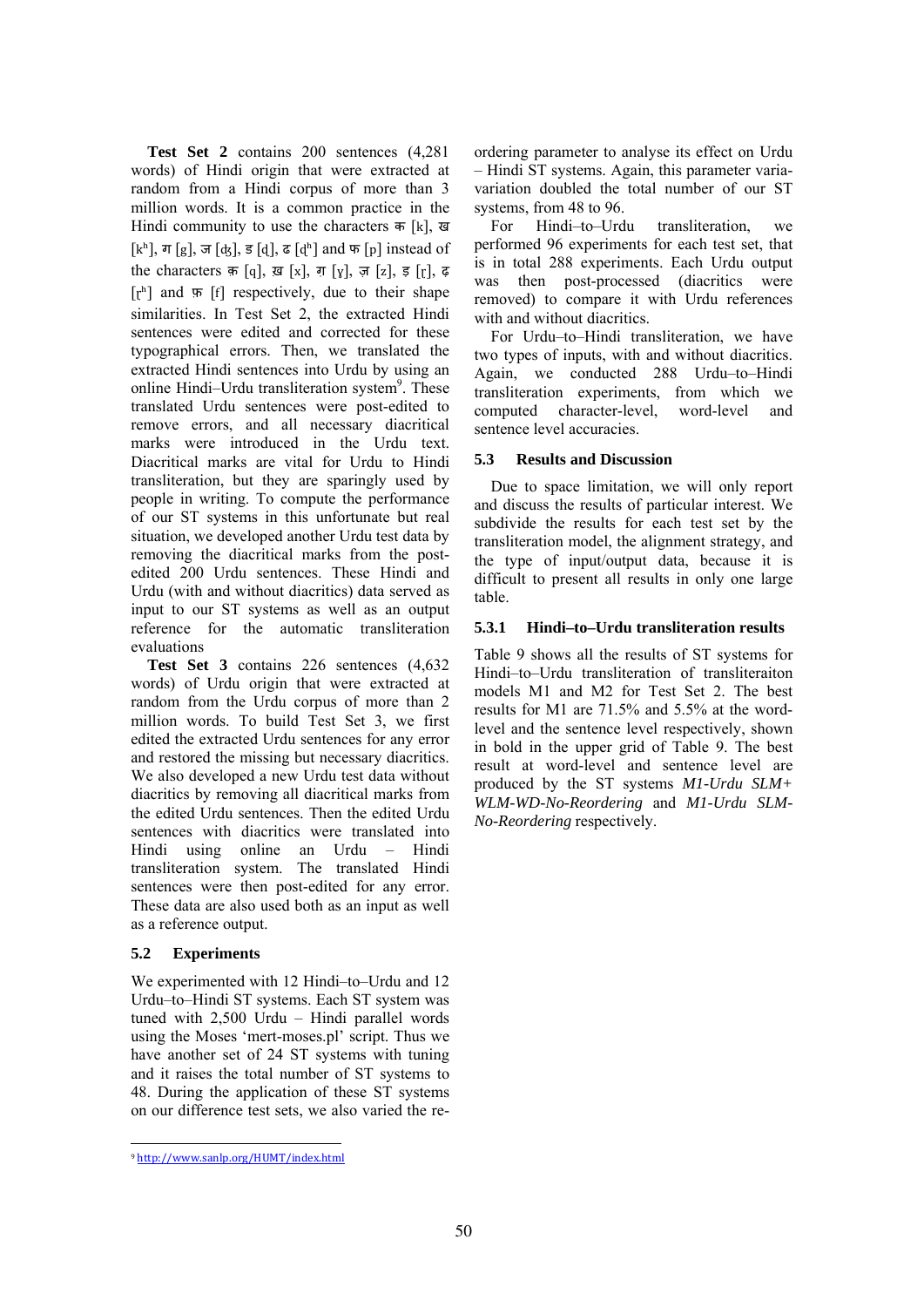**Test Set 2** contains 200 sentences (4,281 words) of Hindi origin that were extracted at random from a Hindi corpus of more than 3 million words. It is a common practice in the Hindi community to use the characters क [k], ख [kʰ], ग [g], ज [ʤ], ड [ɖ], ढ [ɖʰ] and फ [p] instead of the characters क़ [q], ख़ [x], ग़ [ɣ], ज़ [z], ड़ [ɽ], ढ़ [ɽʰ] and फ़ [f] respectively, due to their shape similarities. In Test Set 2, the extracted Hindi sentences were edited and corrected for these typographical errors. Then, we translated the extracted Hindi sentences into Urdu by using an online Hindi–Urdu transliteration system[9]. These translated Urdu sentences were post-edited to remove errors, and all necessary diacritical marks were introduced in the Urdu text. Diacritical marks are vital for Urdu to Hindi transliteration, but they are sparingly used by people in writing. To compute the performance of our ST systems in this unfortunate but real situation, we developed another Urdu test data by removing the diacritical marks from the post-edited 200 Urdu sentences. These Hindi and Urdu (with and without diacritics) data served as input to our ST systems as well as an output reference for the automatic transliteration evaluations

**Test Set 3** contains 226 sentences (4,632 words) of Urdu origin that were extracted at random from the Urdu corpus of more than 2 million words. To build Test Set 3, we first edited the extracted Urdu sentences for any error and restored the missing but necessary diacritics. We also developed a new Urdu test data without diacritics by removing all diacritical marks from the edited Urdu sentences. Then the edited Urdu sentences with diacritics were translated into Hindi using online an Urdu – Hindi transliteration system. The translated Hindi sentences were then post-edited for any error. These data are also used both as an input as well as a reference output.

## 5.2 Experiments

We experimented with 12 Hindi–to–Urdu and 12 Urdu–to–Hindi ST systems. Each ST system was tuned with 2,500 Urdu – Hindi parallel words using the Moses 'mert-moses.pl' script. Thus we have another set of 24 ST systems with tuning and it raises the total number of ST systems to 48. During the application of these ST systems on our difference test sets, we also varied the reordering parameter to analyse its effect on Urdu – Hindi ST systems. Again, this parameter varia-variation doubled the total number of our ST systems, from 48 to 96.

For Hindi–to–Urdu transliteration, we performed 96 experiments for each test set, that is in total 288 experiments. Each Urdu output was then post-processed (diacritics were removed) to compare it with Urdu references with and without diacritics.

For Urdu–to–Hindi transliteration, we have two types of inputs, with and without diacritics. Again, we conducted 288 Urdu–to–Hindi transliteration experiments, from which we computed character-level, word-level and sentence level accuracies.

## 5.3 Results and Discussion

Due to space limitation, we will only report and discuss the results of particular interest. We subdivide the results for each test set by the transliteration model, the alignment strategy, and the type of input/output data, because it is difficult to present all results in only one large table.

### 5.3.1 Hindi–to–Urdu transliteration results

Table 9 shows all the results of ST systems for Hindi–to–Urdu transliteration of transliteraiton models M1 and M2 for Test Set 2. The best results for M1 are 71.5% and 5.5% at the word-level and the sentence level respectively, shown in bold in the upper grid of Table 9. The best result at word-level and sentence level are produced by the ST systems *M1-Urdu SLM+ WLM-WD-No-Reordering* and *M1-Urdu SLM-No-Reordering* respectively.

---

[9] http://www.sanlp.org/HUMT/index.html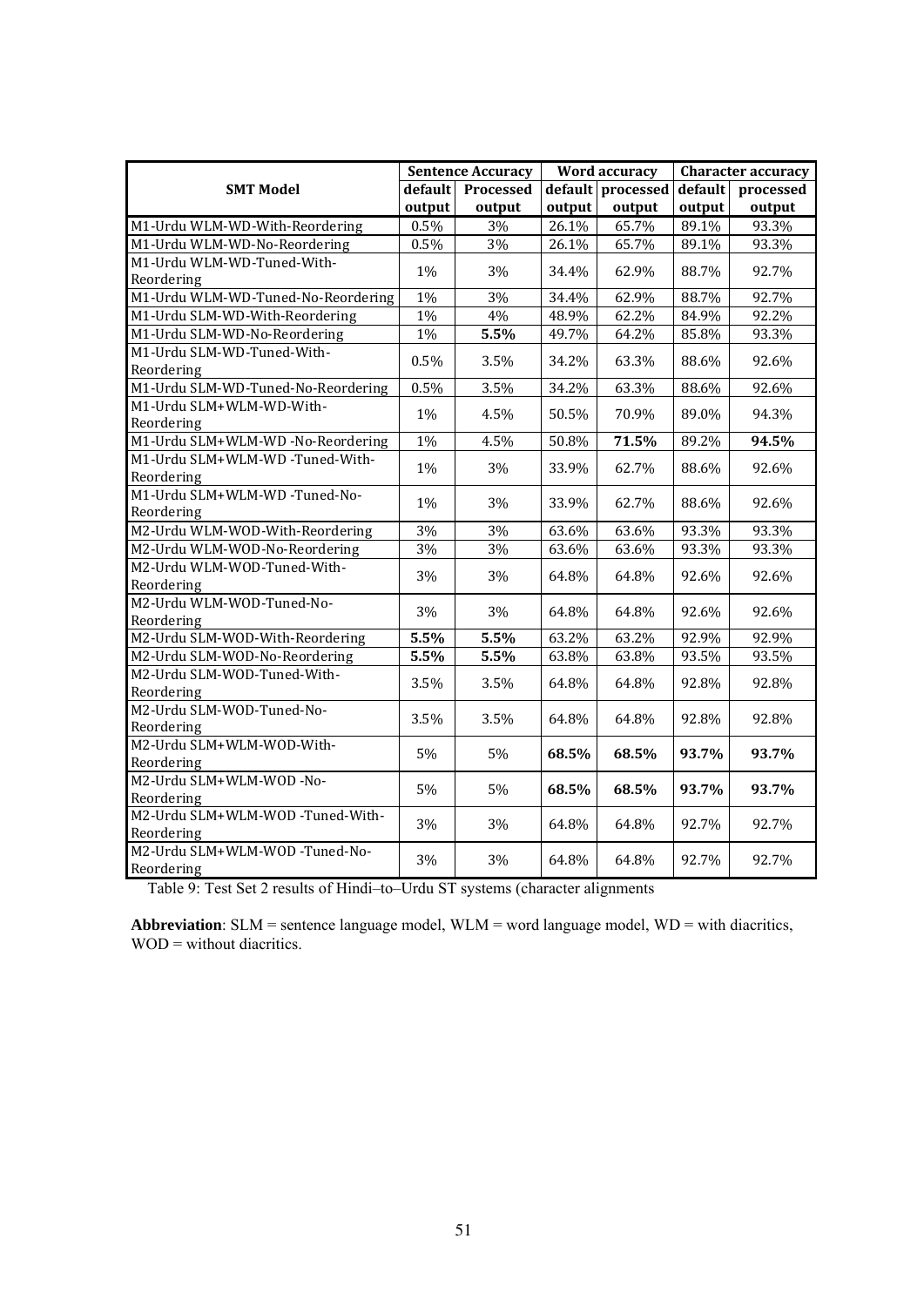| SMT Model | Sentence Accuracy | | Word accuracy | | Character accuracy | |
|---|---|---|---|---|---|---|
| | default output | Processed output | default output | processed output | default output | processed output |
| M1-Urdu WLM-WD-With-Reordering | 0.5% | 3% | 26.1% | 65.7% | 89.1% | 93.3% |
| M1-Urdu WLM-WD-No-Reordering | 0.5% | 3% | 26.1% | 65.7% | 89.1% | 93.3% |
| M1-Urdu WLM-WD-Tuned-With-Reordering | 1% | 3% | 34.4% | 62.9% | 88.7% | 92.7% |
| M1-Urdu WLM-WD-Tuned-No-Reordering | 1% | 3% | 34.4% | 62.9% | 88.7% | 92.7% |
| M1-Urdu SLM-WD-With-Reordering | 1% | 4% | 48.9% | 62.2% | 84.9% | 92.2% |
| M1-Urdu SLM-WD-No-Reordering | 1% | **5.5%** | 49.7% | 64.2% | 85.8% | 93.3% |
| M1-Urdu SLM-WD-Tuned-With-Reordering | 0.5% | 3.5% | 34.2% | 63.3% | 88.6% | 92.6% |
| M1-Urdu SLM-WD-Tuned-No-Reordering | 0.5% | 3.5% | 34.2% | 63.3% | 88.6% | 92.6% |
| M1-Urdu SLM+WLM-WD-With-Reordering | 1% | 4.5% | 50.5% | 70.9% | 89.0% | 94.3% |
| M1-Urdu SLM+WLM-WD -No-Reordering | 1% | 4.5% | 50.8% | **71.5%** | 89.2% | **94.5%** |
| M1-Urdu SLM+WLM-WD -Tuned-With-Reordering | 1% | 3% | 33.9% | 62.7% | 88.6% | 92.6% |
| M1-Urdu SLM+WLM-WD -Tuned-No-Reordering | 1% | 3% | 33.9% | 62.7% | 88.6% | 92.6% |
| M2-Urdu WLM-WOD-With-Reordering | 3% | 3% | 63.6% | 63.6% | 93.3% | 93.3% |
| M2-Urdu WLM-WOD-No-Reordering | 3% | 3% | 63.6% | 63.6% | 93.3% | 93.3% |
| M2-Urdu WLM-WOD-Tuned-With-Reordering | 3% | 3% | 64.8% | 64.8% | 92.6% | 92.6% |
| M2-Urdu WLM-WOD-Tuned-No-Reordering | 3% | 3% | 64.8% | 64.8% | 92.6% | 92.6% |
| M2-Urdu SLM-WOD-With-Reordering | **5.5%** | **5.5%** | 63.2% | 63.2% | 92.9% | 92.9% |
| M2-Urdu SLM-WOD-No-Reordering | **5.5%** | **5.5%** | 63.8% | 63.8% | 93.5% | 93.5% |
| M2-Urdu SLM-WOD-Tuned-With-Reordering | 3.5% | 3.5% | 64.8% | 64.8% | 92.8% | 92.8% |
| M2-Urdu SLM-WOD-Tuned-No-Reordering | 3.5% | 3.5% | 64.8% | 64.8% | 92.8% | 92.8% |
| M2-Urdu SLM+WLM-WOD-With-Reordering | 5% | 5% | **68.5%** | **68.5%** | **93.7%** | **93.7%** |
| M2-Urdu SLM+WLM-WOD -No-Reordering | 5% | 5% | **68.5%** | **68.5%** | **93.7%** | **93.7%** |
| M2-Urdu SLM+WLM-WOD -Tuned-With-Reordering | 3% | 3% | 64.8% | 64.8% | 92.7% | 92.7% |
| M2-Urdu SLM+WLM-WOD -Tuned-No-Reordering | 3% | 3% | 64.8% | 64.8% | 92.7% | 92.7% |

Table 9: Test Set 2 results of Hindi–to–Urdu ST systems (character alignments

**Abbreviation**: SLM = sentence language model, WLM = word language model, WD = with diacritics, WOD = without diacritics.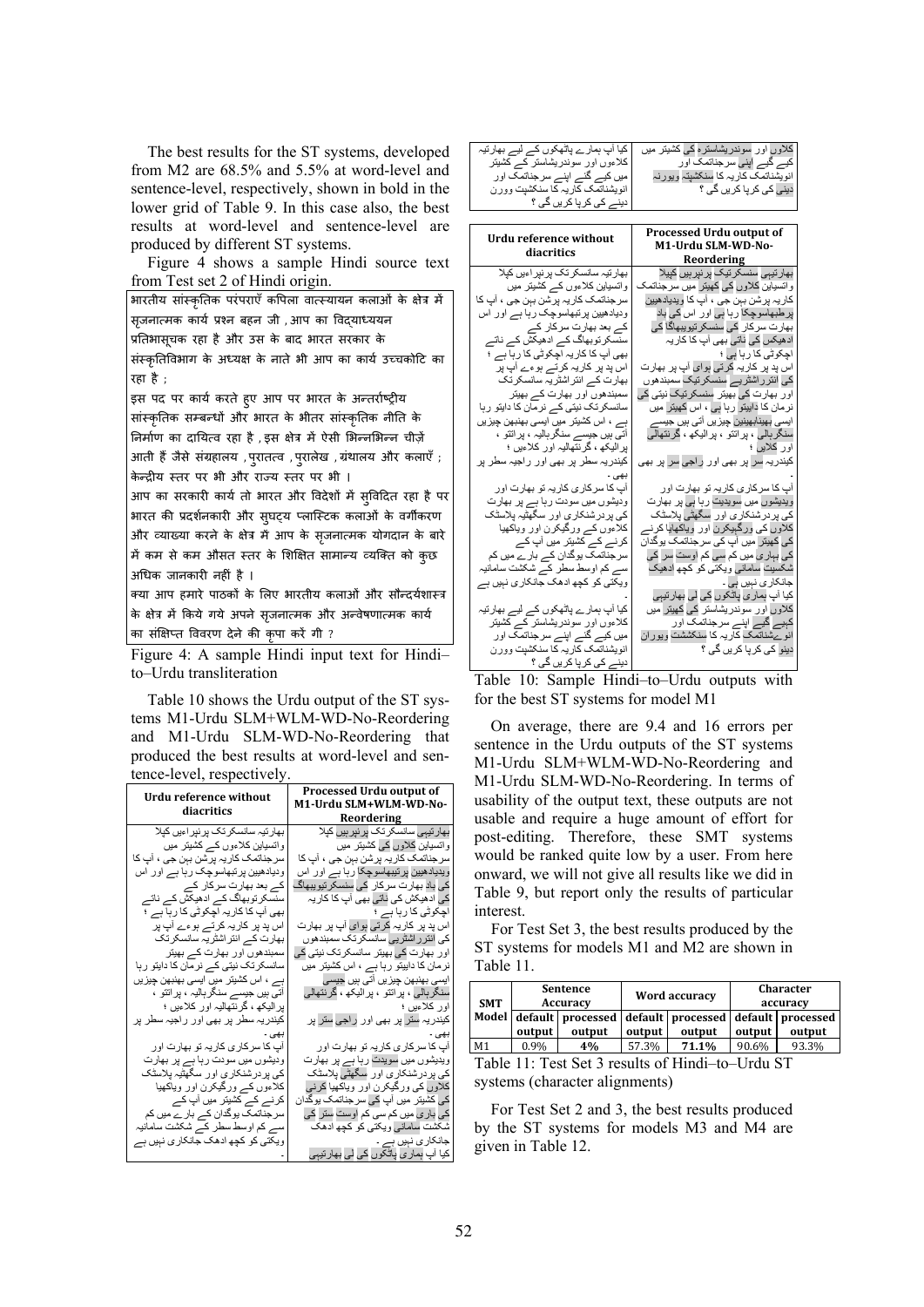The best results for the ST systems, developed from M2 are 68.5% and 5.5% at word-level and sentence-level, respectively, shown in bold in the lower grid of Table 9. In this case also, the best results at word-level and sentence-level are produced by different ST systems.

Figure 4 shows a sample Hindi source text from Test set 2 of Hindi origin.

भारतीय सांस्कृतिक परंपराएँ कपिला वात्स्यायन कलाओं के क्षेत्र में सृजनात्मक कार्य प्रश्न बहन जी , आप का विद्याध्ययन प्रतिभासूचक रहा है और उस के बाद भारत सरकार के संस्कृतिविभाग के अध्यक्ष के नाते भी आप का कार्य उच्चकोटि का रहा है ;
इस पद पर कार्य करते हुए आप पर भारत के अन्तर्राष्ट्रीय सांस्कृतिक सम्बन्धों और भारत के भीतर सांस्कृतिक नीति के निर्माण का दायित्व रहा है , इस क्षेत्र में ऐसी भिन्नभिन्न चीज़ें आती हैं जैसे संग्रहालय , पुरातत्व , पुरालेख , ग्रंथालय और कलाएँ ;
केन्द्रीय स्तर पर भी और राज्य स्तर पर भी ।
आप का सरकारी कार्य तो भारत और विदेशों में सुविदित रहा है पर भारत की प्रदर्शनकारी और सुघट्य प्लास्टिक कलाओं के वर्गीकरण और व्याख्या करने के क्षेत्र में आप के सृजनात्मक योगदान के बारे में कम से कम औसत स्तर के शिक्षित सामान्य व्यक्ति को कुछ अधिक जानकारी नहीं है ।
क्या आप हमारे पाठकों के लिए भारतीय कलाओं और सौन्दर्यशास्त्र के क्षेत्र में किये गये अपने सृजनात्मक और अन्वेषणात्मक कार्य का संक्षिप्त विवरण देने की कृपा करें गी ?

Figure 4: A sample Hindi input text for Hindi–to–Urdu transliteration

Table 10 shows the Urdu output of the ST systems M1-Urdu SLM+WLM-WD-No-Reordering and M1-Urdu SLM-WD-No-Reordering that produced the best results at word-level and sentence-level, respectively.

| Urdu reference without diacritics | Processed Urdu output of M1-Urdu SLM+WLM-WD-No-Reordering |
|---|---|
| بھارتیہ سانسکرتک پرنپراءیں کپلا واتسیاین کلاءوں کے کشیتر میں سرجناتمک کاریہ پرشن بہن جی ، آپ کا ودیادھیین پرتبھاسوچک رہا ہے اور اس کے بعد بھارت سرکار کے سنسکرتوبھاگ کے ادھیکش کے ناتے بھی آپ کا کاریہ اچکوٹی کا رہا ہے ؛ | بھارتیہ سانسکرتک پرنپرایں کپلا واتسیاین کلاوں کی کشیتر میں سرجناتمک کاریہ پرشن بہن جی ، آپ کا ویدیادھیین پرتیبھاسوچکا رہا ہے اور اس کی باد بھارت سرکار کی سنسکرتیوبیھاگ کی ادھیکش کی ناتی بھی آپ کا کاریہ اچکوٹی کا رہا ہے ؛ |
| اس پد پر کاریہ کرتے ہوءے آپ پر بھارت کے انتراشٹریہ سانسکرتک سمبندھوں اور بھارت کے بھیتر سانسکرتک نیتی کے نرمان کا داءیتو رہا ہے ، اس کشیتر میں ایسی بھنبھن چیزیں آتی ہیں جیسے سنگرہالیہ ، پراتتو ، پرالیکھ ، گرنتھالیہ اور کلاءیں ؛ | اس پد پر کاریہ کرتی ہوای آپ پر بھارت کی انترراشٹریہ سانسکرتک سمبندھوں اور بھارت کی بھیتر سانسکرتک نیتی کی نرمان کا داییتو رہا ہے ، اس کشیتر میں ایسی بھنبھن چیزیں آتی ہیں جیسی سنگرہالیہ ، پراتتو ، پرالیکھ ، گرنتھالی اور کلاءیں ؛ |
| کیندریہ سطر پر بھی اور راجیہ سطر پر بھی ۔ | کیندریہ ستر پر بھی اور راجی ستر پر بھی ۔ |
| آپ کا سرکاری کاریہ تو بھارت اور ودیشوں میں سودت رہا ہے پر بھارت کی پردرشنکاری اور سگھٹیہ پلاسٹک کلاءوں کے ورگیکرن اور ویاکھیا کرنے کے کشیتر میں آپ کے سرجناتمک یوگدان کے بارے میں کم سے کم اوسط سطر کے شکشت سامانیہ ویکتی کو کچھ ادھک جانکاری نہیں ہے ۔ | آپ کا سرکاری کاریہ تو بھارت اور ویدیشوں میں سویدت رہا ہے پر بھارت کی پردرشنکاری اور سگھٹی پلاسٹک کلاوں کی ورگیکرن اور ویاکھیا کرنی کی کشیتر میں آپ کی سرجناتمک یوگدان کی باری میں کم سی کم اوسط ستر کی شکشت سامانی ویکتی کو کچھ ادھک جانکاری نہیں ہے ۔ |
| کیا آپ ہمارے پاٹھکوں کے لیے بھارتیہ کلاءوں اور سوندریشاستر کے کشیتر میں کیے گئے اپنے سرجناتمک اور انویشناتمک کاریہ کا سنکشپت وورن دینے کی کرپا کریں گی ؟ | کیا آپ ہماری پاٹھکوں کی لی بھارتیہ کلاوں اور سوندریشاستر کی کشیتر میں کیے گیے اپنی سرجناتمک اور انویشناتمک کاریہ کا سنکشپت ویورنہ دینی کی کرپا کریں گی ؟ |

| Urdu reference without diacritics | Processed Urdu output of M1-Urdu SLM-WD-No-Reordering |
|---|---|
| بھارتیہ سانسکرتک پرنپراءیں کپلا واتسیاین کلاءوں کے کشیتر میں سرجناتمک کاریہ پرشن بہن جی ، آپ کا ودیادھیین پرتبھاسوچک رہا ہے اور اس کے بعد بھارت سرکار کے سنسکرتوبھاگ کے ادھیکش کے ناتے بھی آپ کا کاریہ اچکوٹی کا رہا ہے ؛ | بھارتیہ سنسکرتیک پرنپریں کپلا واتسیاین کلاوں کی کھیتر میں سرجناتمک کاریہ پرشن بہن جی ، آپ کا ویدیادھیین پرطیبھاسوچکا رہا ہی اور اس کی باد بھارت سرکار کی سنسکرتیوبیھاگا کی ادھیکش کی ناتی بھی آپ کا کاریہ اچکوتی کا رہا ہی ؛ |
| اس پد پر کاریہ کرتے ہوءے آپ پر بھارت کے انتراشٹریہ سانسکرتک سمبندھوں اور بھارت کے بھیتر سانسکرتک نیتی کے نرمان کا داءیتو رہا ہے ، اس کشیتر میں ایسی بھنبھن چیزیں آتی ہیں جیسے سنگرہالیہ ، پراتتو ، پرالیکھ ، گرنتھالیہ اور کلاءیں ؛ | اس پد پر کاریہ کرتی ہوای آپ پر بھارت کی انترراشترے سنسکرتیک سمبندھوں اور بھارت کی بھیتر سنسکرتیک نیتی کی نرمان کا دایتو رہا ہی ، اس کھیتر میں ایسی بھیندابھیین چیزیں آتی ہیں جیسے سنگرہالی ، پراتتو ، پرالیکھ ، گرنتھالی اور کلایں ؛ |
| کیندریہ سطر پر بھی اور راجیہ سطر پر بھی ۔ | کیندریہ سر پر بھی اور راجی سر پر بھی ۔ |
| آپ کا سرکاری کاریہ تو بھارت اور ودیشوں میں سودت رہا ہے پر بھارت کی پردرشنکاری اور سگھٹیہ پلاسٹک کلاءوں کے ورگیکرن اور ویاکھیا کرنے کے کشیتر میں آپ کے سرجناتمک یوگدان کے بارے میں کم سے کم اوسط سطر کے شکشت سامانیہ ویکتی کو کچھ ادھک جانکاری نہیں ہے ۔ | آپ کا سرکاری کاریہ تو بھارت اور ویدیشوں میں سوبدیت رہا ہی پر بھارت کی پردرشنکاری اور سگھٹی پلاسٹک کلاوں کی ورگیکرن اور ویاکھیا کرنے کی کھیتر میں آپ کی سرجناتمک یوگدان کی بہاری میں کم سی کم اوست سر کی شکسیت سامانی ویکتی کو کچھ ادھک جانکاری نہیں ہی ۔ |
| کیا آپ ہمارے پاٹھکوں کے لیے بھارتیہ کلاءوں اور سوندریشاستر کے کشیتر میں کیے گئے اپنے سرجناتمک اور انویشناتمک کاریہ کا سنکشپت وورن دینے کی کرپا کریں گی ؟ | کیا آپ ہماری پاٹھکوں کی لی بھارتیہ کلاوں اور سوندریشاسترہ کی کھیتر میں کیے گیے اپنی سرجناتمک اور انوشناتمک کاریہ کا سنکشپت ویوران دینی کی کرپا کریں گی ؟ |

Table 10: Sample Hindi–to–Urdu outputs with for the best ST systems for model M1

On average, there are 9.4 and 16 errors per sentence in the Urdu outputs of the ST systems M1-Urdu SLM+WLM-WD-No-Reordering and M1-Urdu SLM-WD-No-Reordering. In terms of usability of the output text, these outputs are not usable and require a huge amount of effort for post-editing. Therefore, these SMT systems would be ranked quite low by a user. From here onward, we will not give all results like we did in Table 9, but report only the results of particular interest.

For Test Set 3, the best results produced by the ST systems for models M1 and M2 are shown in Table 11.

| SMT Model | Sentence Accuracy | | Word accuracy | | Character accuracy | |
|---|---|---|---|---|---|---|
| | default output | processed output | default output | processed output | default output | processed output |
| M1 | 0.9% | 4% | 57.3% | 71.1% | 90.6% | 93.3% |

Table 11: Test Set 3 results of Hindi–to–Urdu ST systems (character alignments)

For Test Set 2 and 3, the best results produced by the ST systems for models M3 and M4 are given in Table 12.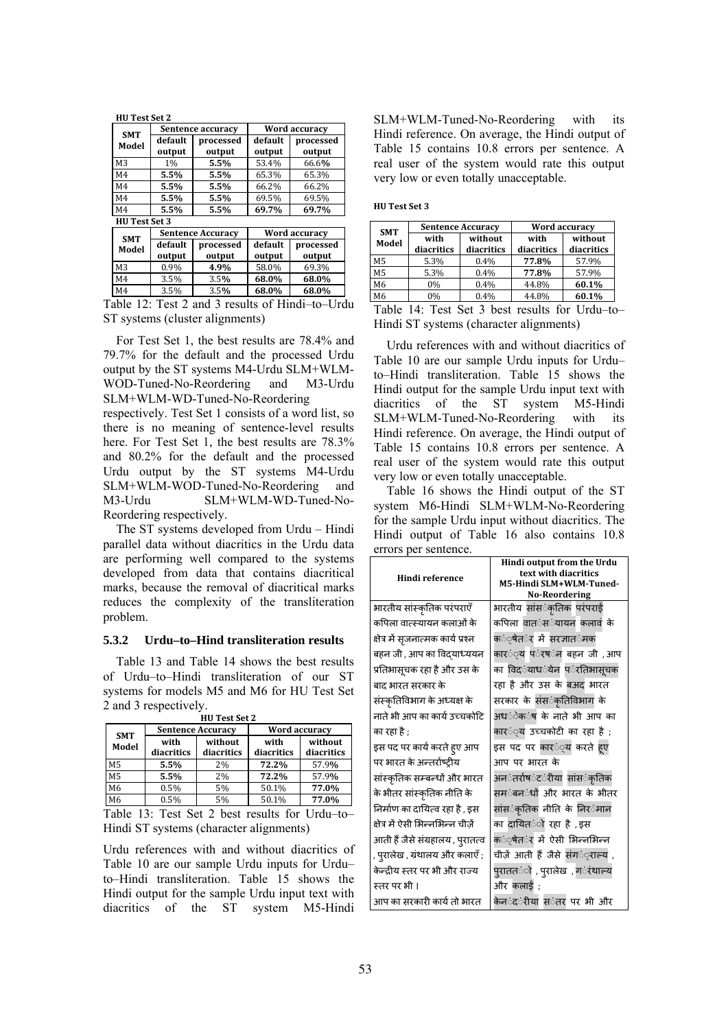**HU Test Set 2**

| SMT Model | Sentence accuracy | | Word accuracy | |
|---|---|---|---|---|
| | default output | processed output | default output | processed output |
| M3 | 1% | **5.5%** | 53.4% | 66.6**%** |
| M4 | **5.5%** | **5.5%** | 65.3% | 65.3% |
| M4 | **5.5%** | **5.5%** | 66.2% | 66.2% |
| M4 | **5.5%** | **5.5%** | 69.5% | 69.5% |
| M4 | **5.5%** | **5.5%** | **69.7%** | **69.7%** |

**HU Test Set 3**

| SMT Model | Sentence Accuracy | | Word accuracy | |
|---|---|---|---|---|
| | default output | processed output | default output | processed output |
| M3 | 0.9% | **4.9%** | 58.0% | 69.3% |
| M4 | 3.5% | 3.5**%** | **68.0%** | **68.0%** |
| M4 | 3.5% | 3.5**%** | **68.0%** | **68.0%** |

Table 12: Test 2 and 3 results of Hindi–to–Urdu ST systems (cluster alignments)

For Test Set 1, the best results are 78.4% and 79.7% for the default and the processed Urdu output by the ST systems M4-Urdu SLM+WLM-WOD-Tuned-No-Reordering and M3-Urdu SLM+WLM-WD-Tuned-No-Reordering respectively. Test Set 1 consists of a word list, so there is no meaning of sentence-level results here. For Test Set 1, the best results are 78.3% and 80.2% for the default and the processed Urdu output by the ST systems M4-Urdu SLM+WLM-WOD-Tuned-No-Reordering and M3-Urdu SLM+WLM-WD-Tuned-No-Reordering respectively.

The ST systems developed from Urdu – Hindi parallel data without diacritics in the Urdu data are performing well compared to the systems developed from data that contains diacritical marks, because the removal of diacritical marks reduces the complexity of the transliteration problem.

### 5.3.2 Urdu–to–Hind transliteration results

Table 13 and Table 14 shows the best results of Urdu–to–Hindi transliteration of our ST systems for models M5 and M6 for HU Test Set 2 and 3 respectively.

**HU Test Set 2**

| SMT Model | Sentence Accuracy | | Word accuracy | |
|---|---|---|---|---|
| | with diacritics | without diacritics | with diacritics | without diacritics |
| M5 | **5.5%** | 2% | **72.2%** | 57.9% |
| M5 | **5.5%** | 2% | **72.2%** | 57.9% |
| M6 | 0.5% | 5% | 50.1% | **77.0%** |
| M6 | 0.5% | 5% | 50.1% | **77.0%** |

Table 13: Test Set 2 best results for Urdu–to–Hindi ST systems (character alignments)

Urdu references with and without diacritics of Table 10 are our sample Urdu inputs for Urdu–to–Hindi transliteration. Table 15 shows the Hindi output for the sample Urdu input text with diacritics of the ST system M5-Hindi SLM+WLM-Tuned-No-Reordering with its Hindi reference. On average, the Hindi output of Table 15 contains 10.8 errors per sentence. A real user of the system would rate this output very low or even totally unacceptable.

**HU Test Set 3**

| SMT Model | Sentence Accuracy | | Word accuracy | |
|---|---|---|---|---|
| | with diacritics | without diacritics | with diacritics | without diacritics |
| M5 | 5.3% | 0.4% | **77.8%** | 57.9% |
| M5 | 5.3% | 0.4% | **77.8%** | 57.9% |
| M6 | 0% | 0.4% | 44.8% | **60.1%** |
| M6 | 0% | 0.4% | 44.8% | **60.1%** |

Table 14: Test Set 3 best results for Urdu–to–Hindi ST systems (character alignments)

Urdu references with and without diacritics of Table 10 are our sample Urdu inputs for Urdu–to–Hindi transliteration. Table 15 shows the Hindi output for the sample Urdu input text with diacritics of the ST system M5-Hindi SLM+WLM-Tuned-No-Reordering with its Hindi reference. On average, the Hindi output of Table 15 contains 10.8 errors per sentence. A real user of the system would rate this output very low or even totally unacceptable.

Table 16 shows the Hindi output of the ST system M6-Hindi SLM+WLM-No-Reordering for the sample Urdu input without diacritics. The Hindi output of Table 16 also contains 10.8 errors per sentence.

| Hindi reference | Hindi output from the Urdu text with diacritics M5-Hindi SLM+WLM-Tuned-No-Reordering |
|---|---|
| भारतीय सांस्कृतिक परंपराएँ कपिला वात्स्यायन कलाओं के क्षेत्र में सृजनात्मक कार्य प्रश्न बहन जी , आप का विद्याध्ययन प्रतिभासूचक रहा है और उस के बाद भारत सरकार के संस्कृतिविभाग के अध्यक्ष के नाते भी आप का कार्य उच्चकोटि का रहा है ; इस पद पर कार्य करते हुए आप पर भारत के अन्तर्राष्ट्रीय सांस्कृतिक सम्बन्धों और भारत के भीतर सांस्कृतिक नीति के निर्माण का दायित्व रहा है , इस क्षेत्र में ऐसी भिन्नभिन्न चीज़ें आती हैं जैसे संग्रहालय , पुरातत्व , पुरालेख , ग्रंथालय और कलाएँ ; केन्द्रीय स्तर पर भी और राज्य स्तर पर भी । आप का सरकारी कार्य तो भारत | भारतीय सांस्ंकृतिक परंपराईं कपिला वात्ंसंयायन कलावं के कं्षेतंर में सरज्नातंमक कारं्य पंरषंन बहन जी , आप का विदंयाधंयेन पंरतिभासूचक रहा है और उस के बअद भारत सरकार के संसंकृतिविभाग के अधंेकंष के नाते भी आप का कारं्य उच्चकोटी का रहा है ; इस पद पर कारं्य करते हूए आप पर भारत के अनंतर्राषंटंरीया सांसंकृतिक समंबनंधों और भारत के भीतर सांसंकृतिक नीति के निरंमान का दायितंों रहा है , इस कं्षेतंर में ऐसी भिन्नभिन्न चीज़ें आती हैं जैसे संगं्राल्य , पुराततंो , पुरालेख , गंरंथाल्य और कलाईं ; केनंदंरीया संतर पर भी और |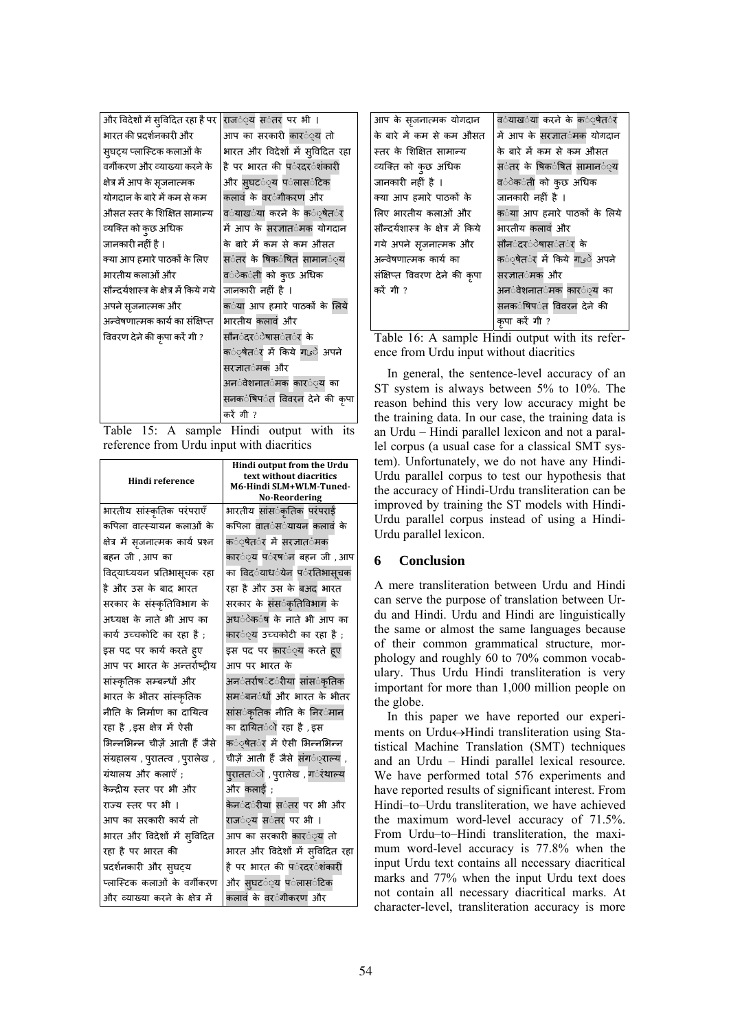| और विदेशों में सुविदित रहा है पर भारत की प्रदर्शनकारी और सुघट्य प्लास्टिक कलाओं के वर्गीकरण और व्याख्या करने के क्षेत्र में आप के सृजनात्मक योगदान के बारे में कम से कम औसत स्तर के शिक्षित सामान्य व्यक्ति को कुछ अधिक जानकारी नहीं है । क्या आप हमारे पाठकों के लिए भारतीय कलाओं और सौन्दर्यशास्त्र के क्षेत्र में किये गये अपने सृजनात्मक और अन्वेषणात्मक कार्य का संक्षिप्त विवरण देने की कृपा करें गी ? | राज्य स्तर पर भी । आप का सरकारी कार्य तो भारत और विदेशों में सुविदित रहा है पर भारत की प्रदर्शकारी और सुघट्य प्लास्टिक कलावं के वर्गीकरण और व्याख्या करने के क्षेत्र में आप के सरज्ञातमक योगदान के बारे में कम से कम औसत स्तर के षिकषित सामान्य व्यैक्ती को कुछ अधिक जानकारी नहीं है । क्या आप हमारे पाठकों के लिये भारतीय कलावं और सौंदर्यैषास्त्र के क्षेत्र में किये गये अपने सरज्ञातमक और अन्वेशनात्मक कार्य का सनक्षिप्त विवरन देने की कृपा करें गी ? |
|---|---|

Table 15: A sample Hindi output with its reference from Urdu input with diacritics

| Hindi reference | Hindi output from the Urdu text without diacritics M6-Hindi SLM+WLM-Tuned-No-Reordering |
|---|---|
| भारतीय सांस्कृतिक परंपराएँ कपिला वात्स्यायन कलाओं के क्षेत्र में सृजनात्मक कार्य प्रश्न बहन जी , आप का विद्याध्ययन प्रतिभासूचक रहा है और उस के बाद भारत सरकार के संस्कृतिविभाग के अध्यक्ष के नाते भी आप का कार्य उच्चकोटि का रहा है ; इस पद पर कार्य करते हुए आप पर भारत के अन्तर्राष्ट्रीय सांस्कृतिक सम्बन्धों और भारत के भीतर सांस्कृतिक नीति के निर्माण का दायित्व रहा है , इस क्षेत्र में ऐसी भिन्नभिन्न चीज़ें आती हैं जैसे संग्रहालय , पुरातत्व , पुरालेख , ग्रंथालय और कलाएँ ; केन्द्रीय स्तर पर भी और राज्य स्तर पर भी । आप का सरकारी कार्य तो भारत और विदेशों में सुविदित रहा है पर भारत की प्रदर्शनकारी और सुघट्य प्लास्टिक कलाओं के वर्गीकरण और व्याख्या करने के क्षेत्र में | भारतीय सांसकृतिक परंपराई कपिला वातस्यायन कलावं के क्षेत्र में सरज्ञातमक कार्य परषन बहन जी , आप का विद्याधेयन प्रतिभासूचक रहा है और उस के बअद भारत सरकार के संसकृतिविभाग के अधैकष के नाते भी आप का कार्य उच्चकोटी का रहा है ; इस पद पर कार्य करते हूए आप पर भारत के अन्तर्राष्ट्रीया सांसकृतिक समबन्धों और भारत के भीतर सांसकृतिक नीति के निरमान का दायितवो रहा है , इस क्षेत्र में ऐसी भिन्नभिन्न चीज़ें आती हैं जैसे संग्राल्य , पुराततो , पुरालेख , ग्रंथाल्य और कलाई ; केनद्रीया स्तर पर भी और राज्य स्तर पर भी । आप का सरकारी कार्य तो भारत और विदेशों में सुविदित रहा है पर भारत की प्रदरशंकारी और सुघट्य प्लासटिक कलावं के वरगीकरण और |

| आप के सृजनात्मक योगदान के बारे में कम से कम औसत स्तर के शिक्षित सामान्य व्यक्ति को कुछ अधिक जानकारी नहीं है । क्या आप हमारे पाठकों के लिए भारतीय कलाओं और सौन्दर्यशास्त्र के क्षेत्र में किये गये अपने सृजनात्मक और अन्वेषणात्मक कार्य का संक्षिप्त विवरण देने की कृपा करें गी ? | व्याख्या करने के क्षेत्र में आप के सरज्ञातमक योगदान के बारे में कम से कम औसत स्तर के षिकषित सामान्य व्यैक्ती को कुछ अधिक जानकारी नहीं है । क्या आप हमारे पाठकों के लिये भारतीय कलावं और सौंदर्यैषास्त्र के क्षेत्र में किये गये अपने सरज्ञातमक और अन्वेशनात्मक कार्य का सनक्षिप्त विवरन देने की कृपा करें गी ? |
|---|---|

Table 16: A sample Hindi output with its reference from Urdu input without diacritics

In general, the sentence-level accuracy of an ST system is always between 5% to 10%. The reason behind this very low accuracy might be the training data. In our case, the training data is an Urdu – Hindi parallel lexicon and not a parallel corpus (a usual case for a classical SMT system). Unfortunately, we do not have any Hindi-Urdu parallel corpus to test our hypothesis that the accuracy of Hindi-Urdu transliteration can be improved by training the ST models with Hindi-Urdu parallel corpus instead of using a Hindi-Urdu parallel lexicon.

## 6 Conclusion

A mere transliteration between Urdu and Hindi can serve the purpose of translation between Urdu and Hindi. Urdu and Hindi are linguistically the same or almost the same languages because of their common grammatical structure, morphology and roughly 60 to 70% common vocabulary. Thus Urdu Hindi transliteration is very important for more than 1,000 million people on the globe.

In this paper we have reported our experiments on Urdu↔Hindi transliteration using Statistical Machine Translation (SMT) techniques and an Urdu – Hindi parallel lexical resource. We have performed total 576 experiments and have reported results of significant interest. From Hindi–to–Urdu transliteration, we have achieved the maximum word-level accuracy of 71.5%. From Urdu–to–Hindi transliteration, the maximum word-level accuracy is 77.8% when the input Urdu text contains all necessary diacritical marks and 77% when the input Urdu text does not contain all necessary diacritical marks. At character-level, transliteration accuracy is more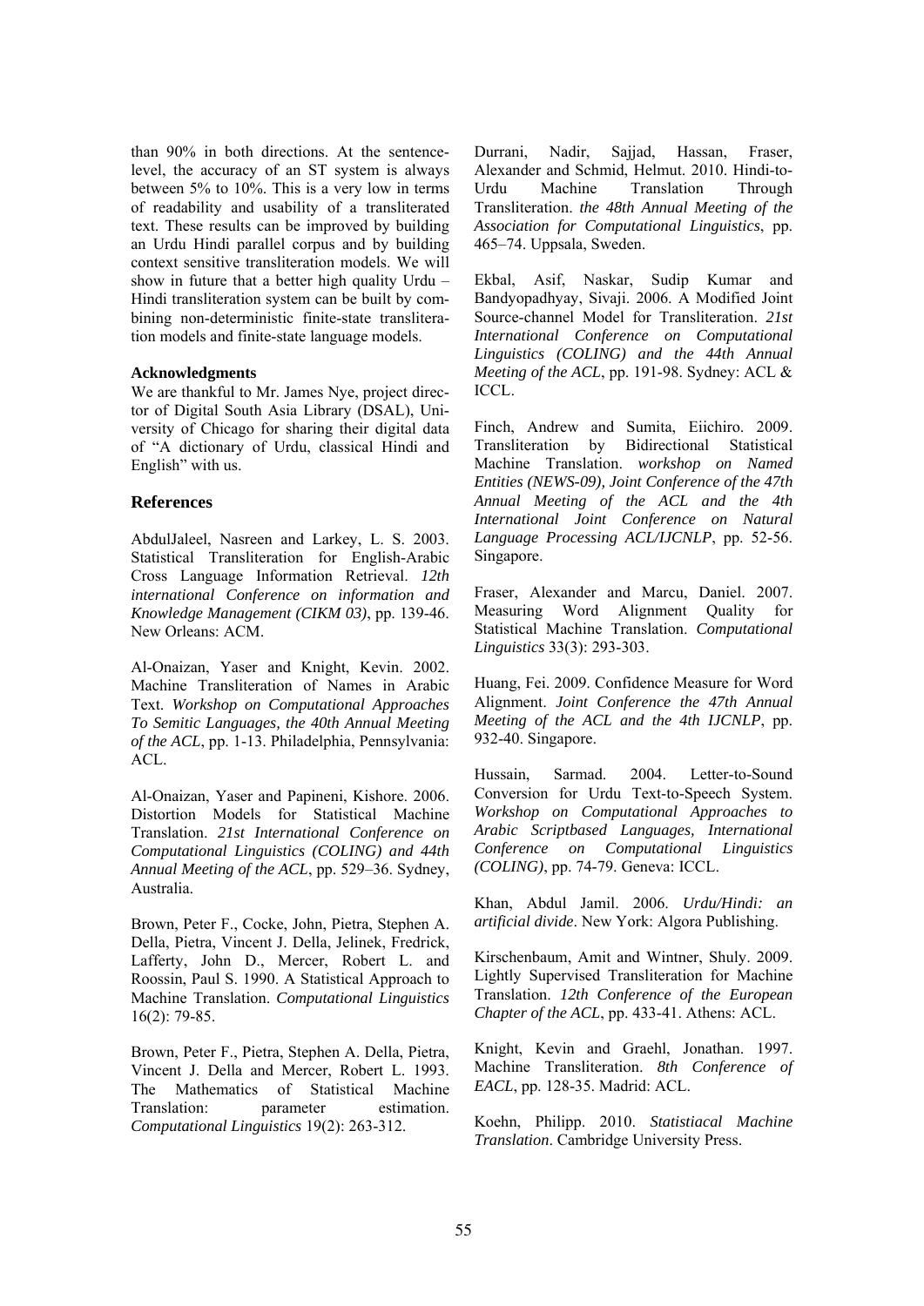than 90% in both directions. At the sentence-level, the accuracy of an ST system is always between 5% to 10%. This is a very low in terms of readability and usability of a transliterated text. These results can be improved by building an Urdu Hindi parallel corpus and by building context sensitive transliteration models. We will show in future that a better high quality Urdu – Hindi transliteration system can be built by combining non-deterministic finite-state transliteration models and finite-state language models.

#### Acknowledgments

We are thankful to Mr. James Nye, project director of Digital South Asia Library (DSAL), University of Chicago for sharing their digital data of "A dictionary of Urdu, classical Hindi and English" with us.

## References

AbdulJaleel, Nasreen and Larkey, L. S. 2003. Statistical Transliteration for English-Arabic Cross Language Information Retrieval. *12th international Conference on information and Knowledge Management (CIKM 03)*, pp. 139-46. New Orleans: ACM.

Al-Onaizan, Yaser and Knight, Kevin. 2002. Machine Transliteration of Names in Arabic Text. *Workshop on Computational Approaches To Semitic Languages, the 40th Annual Meeting of the ACL*, pp. 1-13. Philadelphia, Pennsylvania: ACL.

Al-Onaizan, Yaser and Papineni, Kishore. 2006. Distortion Models for Statistical Machine Translation. *21st International Conference on Computational Linguistics (COLING) and 44th Annual Meeting of the ACL*, pp. 529–36. Sydney, Australia.

Brown, Peter F., Cocke, John, Pietra, Stephen A. Della, Pietra, Vincent J. Della, Jelinek, Fredrick, Lafferty, John D., Mercer, Robert L. and Roossin, Paul S. 1990. A Statistical Approach to Machine Translation. *Computational Linguistics* 16(2): 79-85.

Brown, Peter F., Pietra, Stephen A. Della, Pietra, Vincent J. Della and Mercer, Robert L. 1993. The Mathematics of Statistical Machine Translation: parameter estimation. *Computational Linguistics* 19(2): 263-312.

Durrani, Nadir, Sajjad, Hassan, Fraser, Alexander and Schmid, Helmut. 2010. Hindi-to-Urdu Machine Translation Through Transliteration. *the 48th Annual Meeting of the Association for Computational Linguistics*, pp. 465–74. Uppsala, Sweden.

Ekbal, Asif, Naskar, Sudip Kumar and Bandyopadhyay, Sivaji. 2006. A Modified Joint Source-channel Model for Transliteration. *21st International Conference on Computational Linguistics (COLING) and the 44th Annual Meeting of the ACL*, pp. 191-98. Sydney: ACL & ICCL.

Finch, Andrew and Sumita, Eiichiro. 2009. Transliteration by Bidirectional Statistical Machine Translation. *workshop on Named Entities (NEWS-09), Joint Conference of the 47th Annual Meeting of the ACL and the 4th International Joint Conference on Natural Language Processing ACL/IJCNLP*, pp. 52-56. Singapore.

Fraser, Alexander and Marcu, Daniel. 2007. Measuring Word Alignment Quality for Statistical Machine Translation. *Computational Linguistics* 33(3): 293-303.

Huang, Fei. 2009. Confidence Measure for Word Alignment. *Joint Conference the 47th Annual Meeting of the ACL and the 4th IJCNLP*, pp. 932-40. Singapore.

Hussain, Sarmad. 2004. Letter-to-Sound Conversion for Urdu Text-to-Speech System. *Workshop on Computational Approaches to Arabic Scriptbased Languages, International Conference on Computational Linguistics (COLING)*, pp. 74-79. Geneva: ICCL.

Khan, Abdul Jamil. 2006. *Urdu/Hindi: an artificial divide*. New York: Algora Publishing.

Kirschenbaum, Amit and Wintner, Shuly. 2009. Lightly Supervised Transliteration for Machine Translation. *12th Conference of the European Chapter of the ACL*, pp. 433-41. Athens: ACL.

Knight, Kevin and Graehl, Jonathan. 1997. Machine Transliteration. *8th Conference of EACL*, pp. 128-35. Madrid: ACL.

Koehn, Philipp. 2010. *Statistiacal Machine Translation*. Cambridge University Press.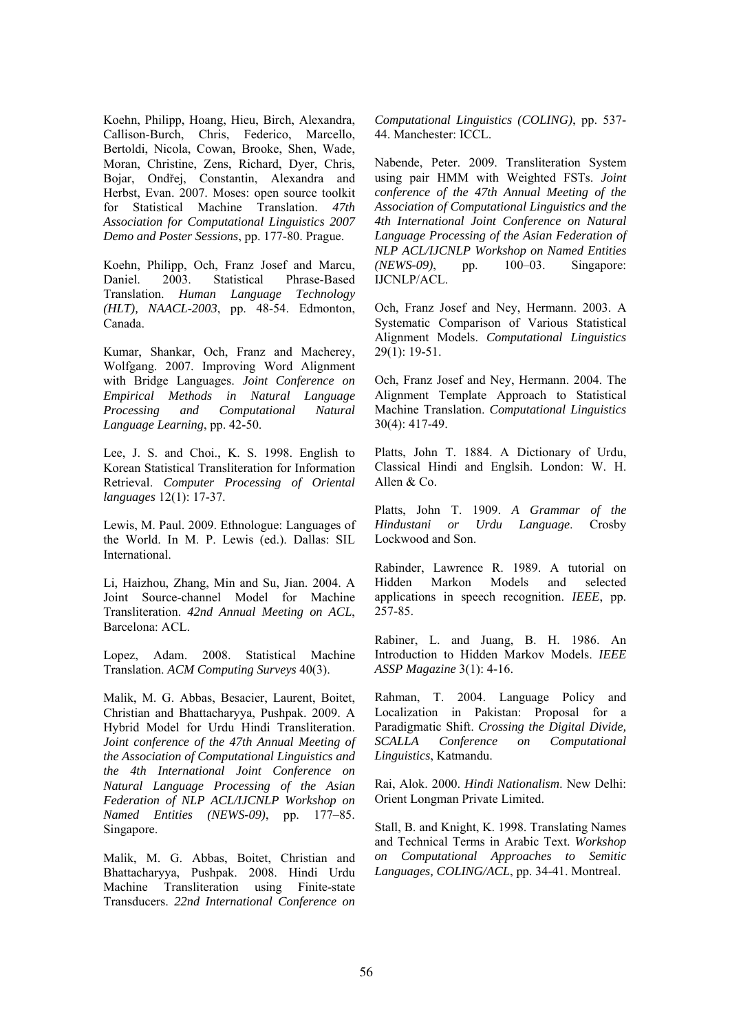Koehn, Philipp, Hoang, Hieu, Birch, Alexandra, Callison-Burch, Chris, Federico, Marcello, Bertoldi, Nicola, Cowan, Brooke, Shen, Wade, Moran, Christine, Zens, Richard, Dyer, Chris, Bojar, Ondřej, Constantin, Alexandra and Herbst, Evan. 2007. Moses: open source toolkit for Statistical Machine Translation. *47th Association for Computational Linguistics 2007 Demo and Poster Sessions*, pp. 177-80. Prague.

Koehn, Philipp, Och, Franz Josef and Marcu, Daniel. 2003. Statistical Phrase-Based Translation. *Human Language Technology (HLT), NAACL-2003*, pp. 48-54. Edmonton, Canada.

Kumar, Shankar, Och, Franz and Macherey, Wolfgang. 2007. Improving Word Alignment with Bridge Languages. *Joint Conference on Empirical Methods in Natural Language Processing and Computational Natural Language Learning*, pp. 42-50.

Lee, J. S. and Choi., K. S. 1998. English to Korean Statistical Transliteration for Information Retrieval. *Computer Processing of Oriental languages* 12(1): 17-37.

Lewis, M. Paul. 2009. Ethnologue: Languages of the World. In M. P. Lewis (ed.). Dallas: SIL International.

Li, Haizhou, Zhang, Min and Su, Jian. 2004. A Joint Source-channel Model for Machine Transliteration. *42nd Annual Meeting on ACL*, Barcelona: ACL.

Lopez, Adam. 2008. Statistical Machine Translation. *ACM Computing Surveys* 40(3).

Malik, M. G. Abbas, Besacier, Laurent, Boitet, Christian and Bhattacharyya, Pushpak. 2009. A Hybrid Model for Urdu Hindi Transliteration. *Joint conference of the 47th Annual Meeting of the Association of Computational Linguistics and the 4th International Joint Conference on Natural Language Processing of the Asian Federation of NLP ACL/IJCNLP Workshop on Named Entities (NEWS-09)*, pp. 177–85. Singapore.

Malik, M. G. Abbas, Boitet, Christian and Bhattacharyya, Pushpak. 2008. Hindi Urdu Machine Transliteration using Finite-state Transducers. *22nd International Conference on Computational Linguistics (COLING)*, pp. 537-44. Manchester: ICCL.

Nabende, Peter. 2009. Transliteration System using pair HMM with Weighted FSTs. *Joint conference of the 47th Annual Meeting of the Association of Computational Linguistics and the 4th International Joint Conference on Natural Language Processing of the Asian Federation of NLP ACL/IJCNLP Workshop on Named Entities (NEWS-09)*, pp. 100–03. Singapore: IJCNLP/ACL.

Och, Franz Josef and Ney, Hermann. 2003. A Systematic Comparison of Various Statistical Alignment Models. *Computational Linguistics* 29(1): 19-51.

Och, Franz Josef and Ney, Hermann. 2004. The Alignment Template Approach to Statistical Machine Translation. *Computational Linguistics* 30(4): 417-49.

Platts, John T. 1884. A Dictionary of Urdu, Classical Hindi and Englsih. London: W. H. Allen & Co.

Platts, John T. 1909. *A Grammar of the Hindustani or Urdu Language*. Crosby Lockwood and Son.

Rabinder, Lawrence R. 1989. A tutorial on Hidden Markon Models and selected applications in speech recognition. *IEEE*, pp. 257-85.

Rabiner, L. and Juang, B. H. 1986. An Introduction to Hidden Markov Models. *IEEE ASSP Magazine* 3(1): 4-16.

Rahman, T. 2004. Language Policy and Localization in Pakistan: Proposal for a Paradigmatic Shift. *Crossing the Digital Divide, SCALLA Conference on Computational Linguistics*, Katmandu.

Rai, Alok. 2000. *Hindi Nationalism*. New Delhi: Orient Longman Private Limited.

Stall, B. and Knight, K. 1998. Translating Names and Technical Terms in Arabic Text. *Workshop on Computational Approaches to Semitic Languages, COLING/ACL*, pp. 34-41. Montreal.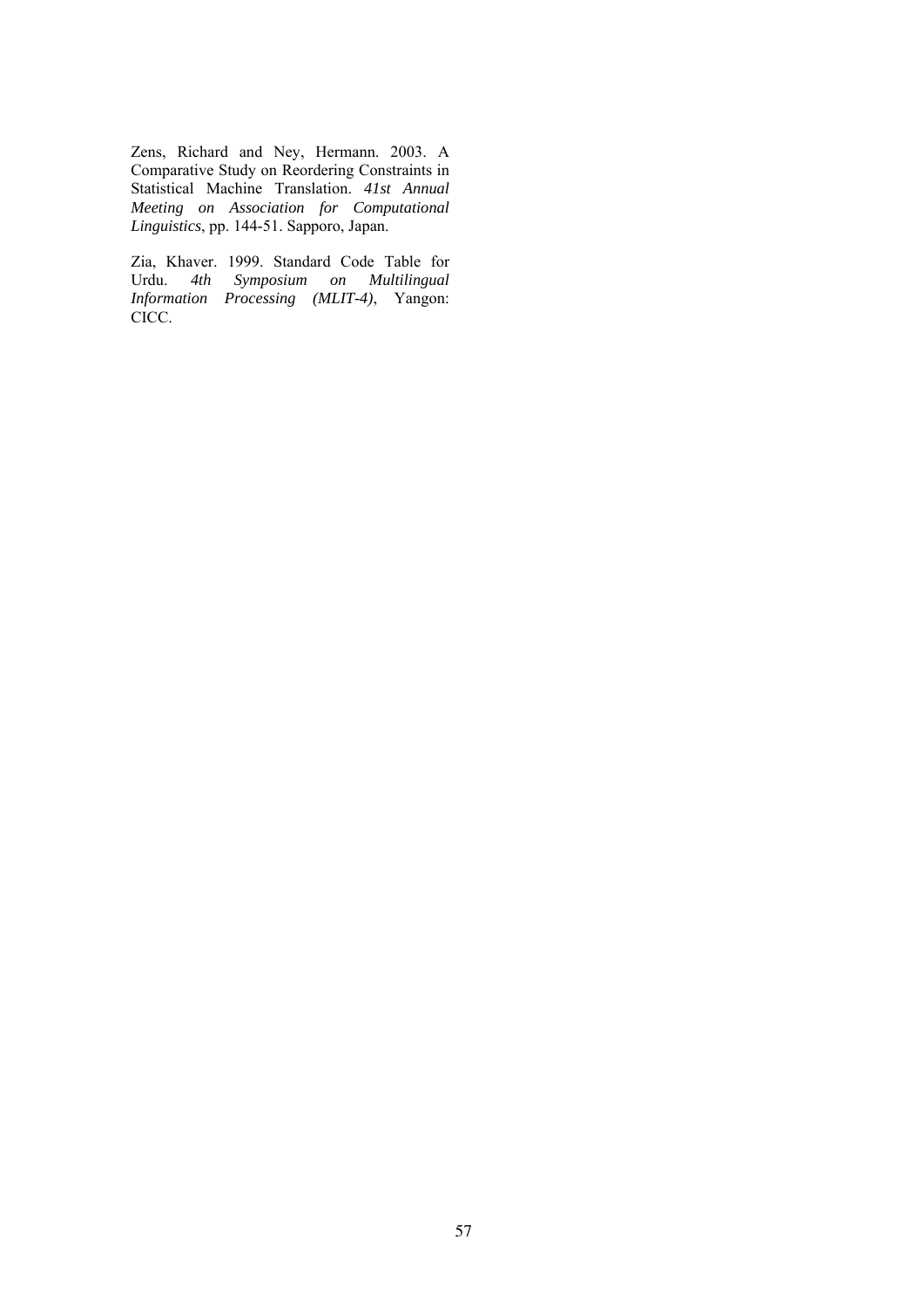Zens, Richard and Ney, Hermann. 2003. A Comparative Study on Reordering Constraints in Statistical Machine Translation. *41st Annual Meeting on Association for Computational Linguistics*, pp. 144-51. Sapporo, Japan.

Zia, Khaver. 1999. Standard Code Table for Urdu. *4th Symposium on Multilingual Information Processing (MLIT-4)*, Yangon: CICC.